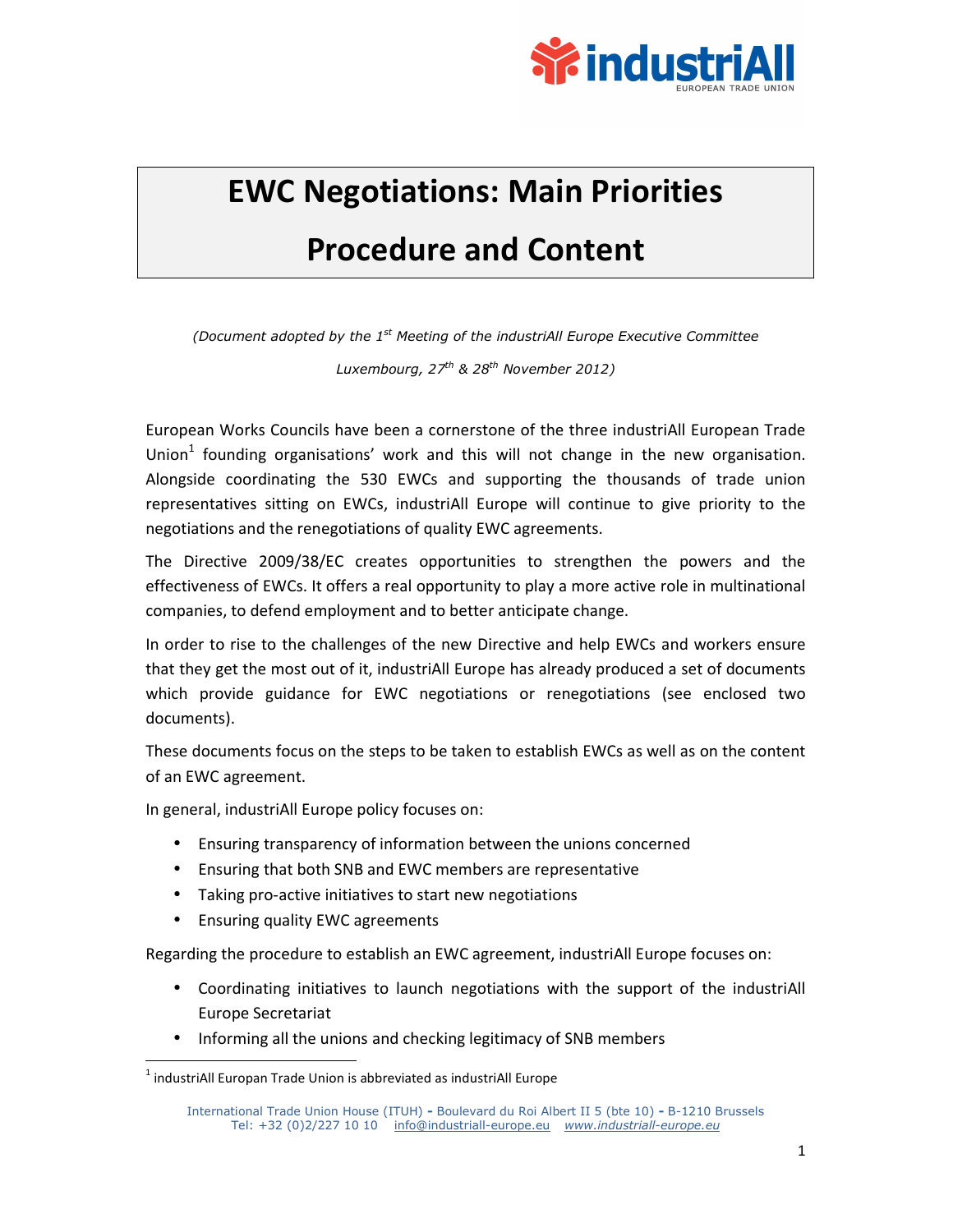# EWC Negotiations: Main Priorities

# Procedure and Content

*(Document adopted by the 1st Meeting of the industriAll Europe Executive Committee*

*Luxembourg, 27th & 28th November 2012)*

European Works Councils have been a cornerstone of the three industriAll European Trade Union[1] founding organisations' work and this will not change in the new organisation. Alongside coordinating the 530 EWCs and supporting the thousands of trade union representatives sitting on EWCs, industriAll Europe will continue to give priority to the negotiations and the renegotiations of quality EWC agreements.

The Directive 2009/38/EC creates opportunities to strengthen the powers and the effectiveness of EWCs. It offers a real opportunity to play a more active role in multinational companies, to defend employment and to better anticipate change.

In order to rise to the challenges of the new Directive and help EWCs and workers ensure that they get the most out of it, industriAll Europe has already produced a set of documents which provide guidance for EWC negotiations or renegotiations (see enclosed two documents).

These documents focus on the steps to be taken to establish EWCs as well as on the content of an EWC agreement.

In general, industriAll Europe policy focuses on:

- Ensuring transparency of information between the unions concerned
- Ensuring that both SNB and EWC members are representative
- Taking pro-active initiatives to start new negotiations
- Ensuring quality EWC agreements

Regarding the procedure to establish an EWC agreement, industriAll Europe focuses on:

- Coordinating initiatives to launch negotiations with the support of the industriAll Europe Secretariat
- Informing all the unions and checking legitimacy of SNB members

[1] industriAll Europan Trade Union is abbreviated as industriAll Europe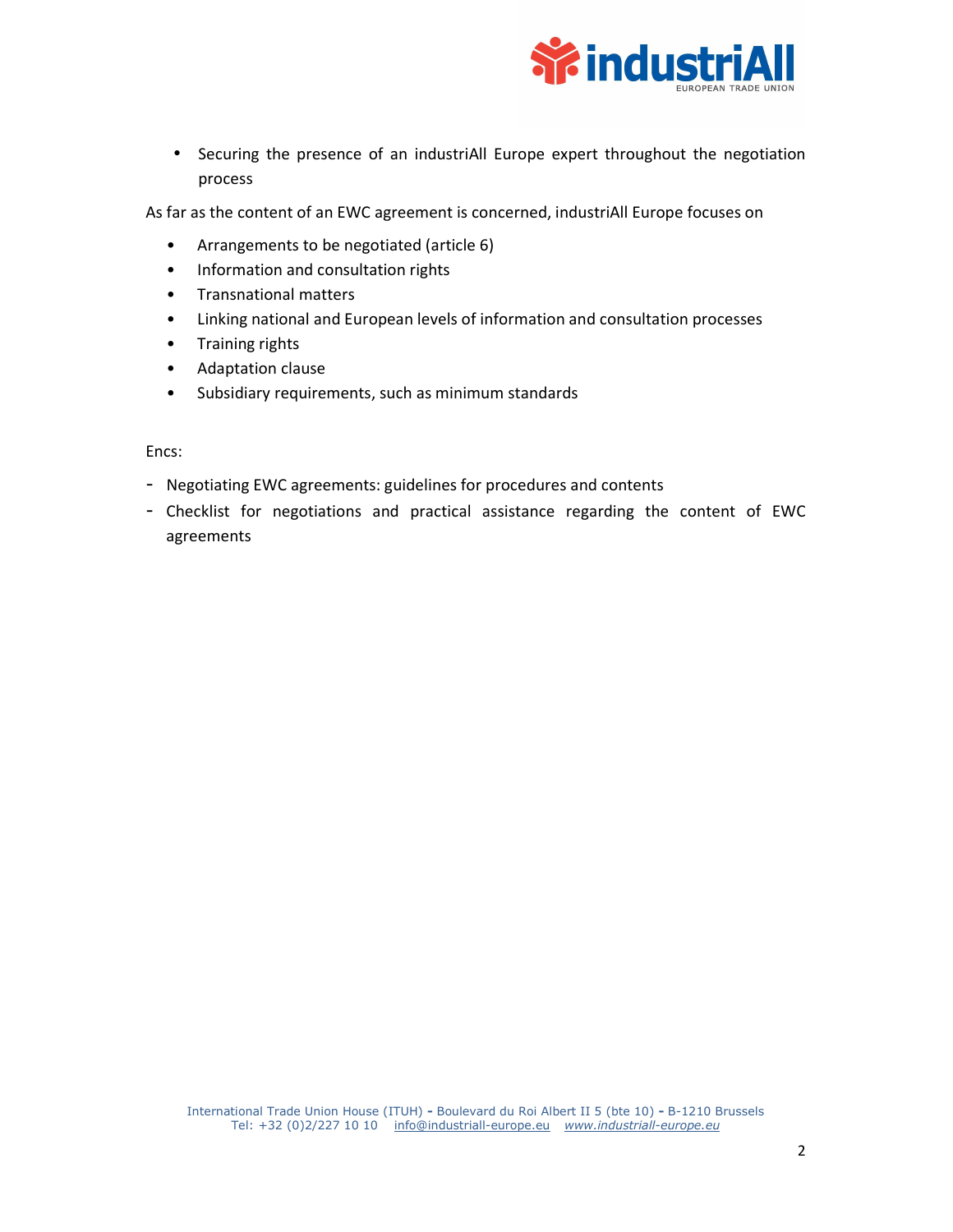- Securing the presence of an industriAll Europe expert throughout the negotiation process

As far as the content of an EWC agreement is concerned, industriAll Europe focuses on

- Arrangements to be negotiated (article 6)
- Information and consultation rights
- Transnational matters
- Linking national and European levels of information and consultation processes
- Training rights
- Adaptation clause
- Subsidiary requirements, such as minimum standards

Encs:

- Negotiating EWC agreements: guidelines for procedures and contents
- Checklist for negotiations and practical assistance regarding the content of EWC agreements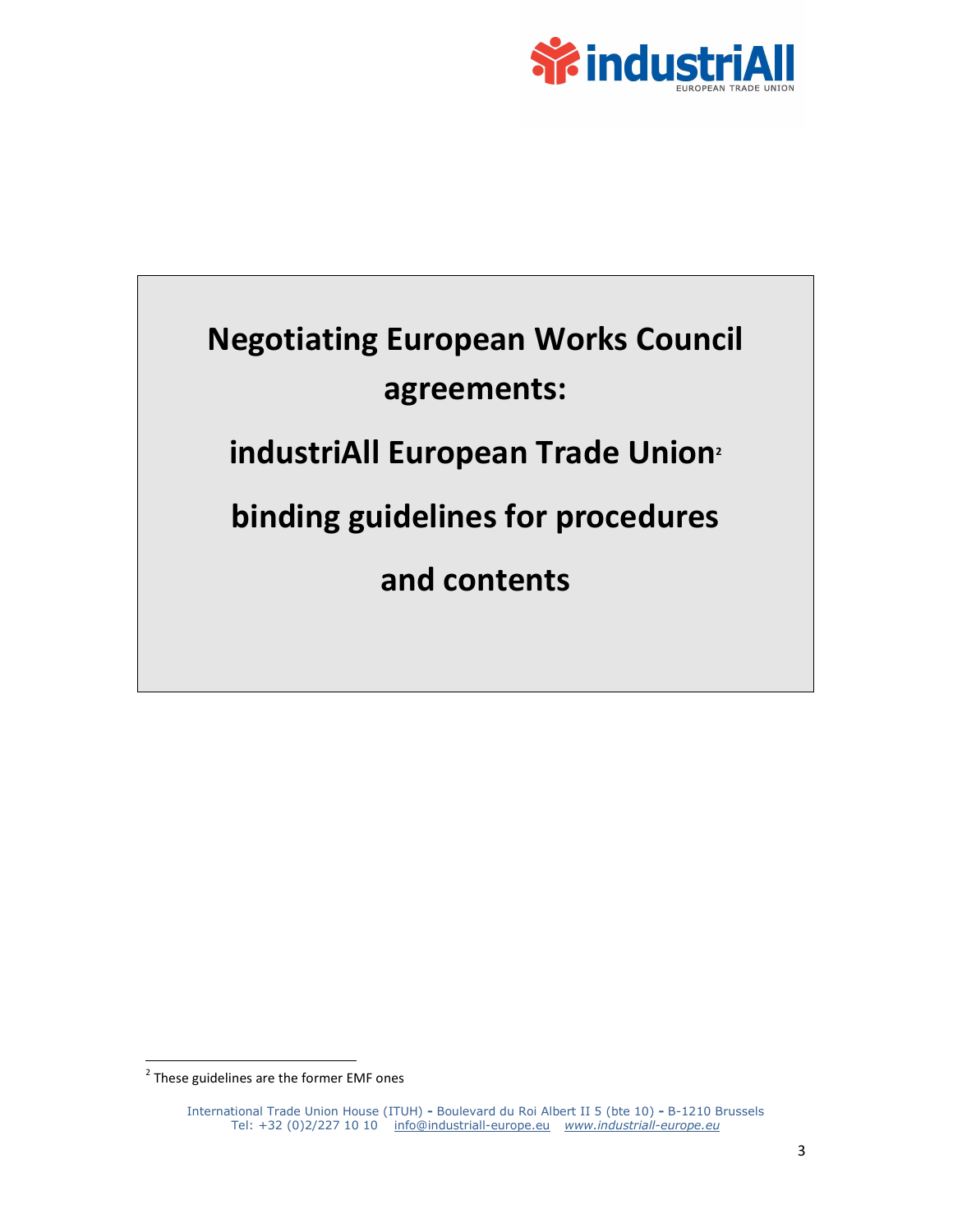# Negotiating European Works Council agreements:

# industriAll European Trade Union[2]

# binding guidelines for procedures and contents

[2] These guidelines are the former EMF ones

International Trade Union House (ITUH) - Boulevard du Roi Albert II 5 (bte 10) - B-1210 Brussels
Tel: +32 (0)2/227 10 10 info@industriall-europe.eu *www.industriall-europe.eu*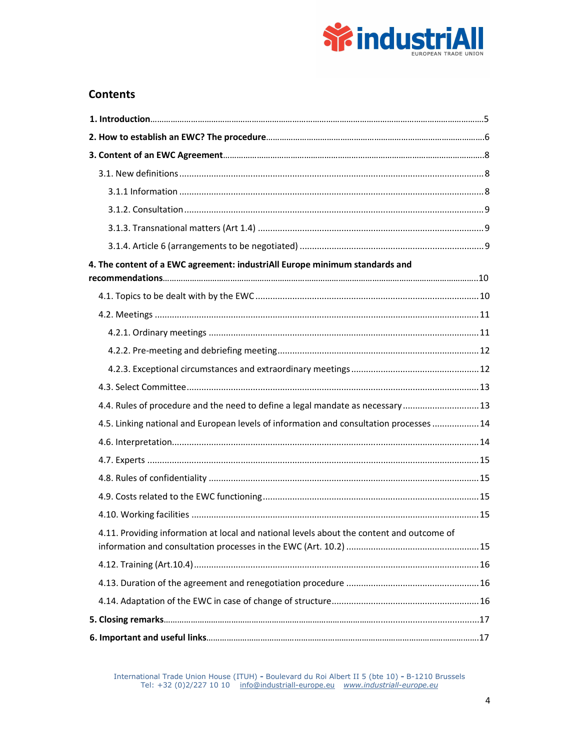## Contents

**1. Introduction** ..... 5

**2. How to establish an EWC? The procedure** ..... 6

**3. Content of an EWC Agreement** ..... 8

- 3.1. New definitions ..... 8
  - 3.1.1 Information ..... 8
  - 3.1.2. Consultation ..... 9
  - 3.1.3. Transnational matters (Art 1.4) ..... 9
  - 3.1.4. Article 6 (arrangements to be negotiated) ..... 9

**4. The content of a EWC agreement: industriAll Europe minimum standards and recommendations** ..... 10

- 4.1. Topics to be dealt with by the EWC ..... 10
- 4.2. Meetings ..... 11
  - 4.2.1. Ordinary meetings ..... 11
  - 4.2.2. Pre-meeting and debriefing meeting ..... 12
  - 4.2.3. Exceptional circumstances and extraordinary meetings ..... 12
- 4.3. Select Committee ..... 13
- 4.4. Rules of procedure and the need to define a legal mandate as necessary ..... 13
- 4.5. Linking national and European levels of information and consultation processes ..... 14
- 4.6. Interpretation ..... 14
- 4.7. Experts ..... 15
- 4.8. Rules of confidentiality ..... 15
- 4.9. Costs related to the EWC functioning ..... 15
- 4.10. Working facilities ..... 15
- 4.11. Providing information at local and national levels about the content and outcome of information and consultation processes in the EWC (Art. 10.2) ..... 15
- 4.12. Training (Art.10.4) ..... 16
- 4.13. Duration of the agreement and renegotiation procedure ..... 16
- 4.14. Adaptation of the EWC in case of change of structure ..... 16

**5. Closing remarks** ..... 17

**6. Important and useful links** ..... 17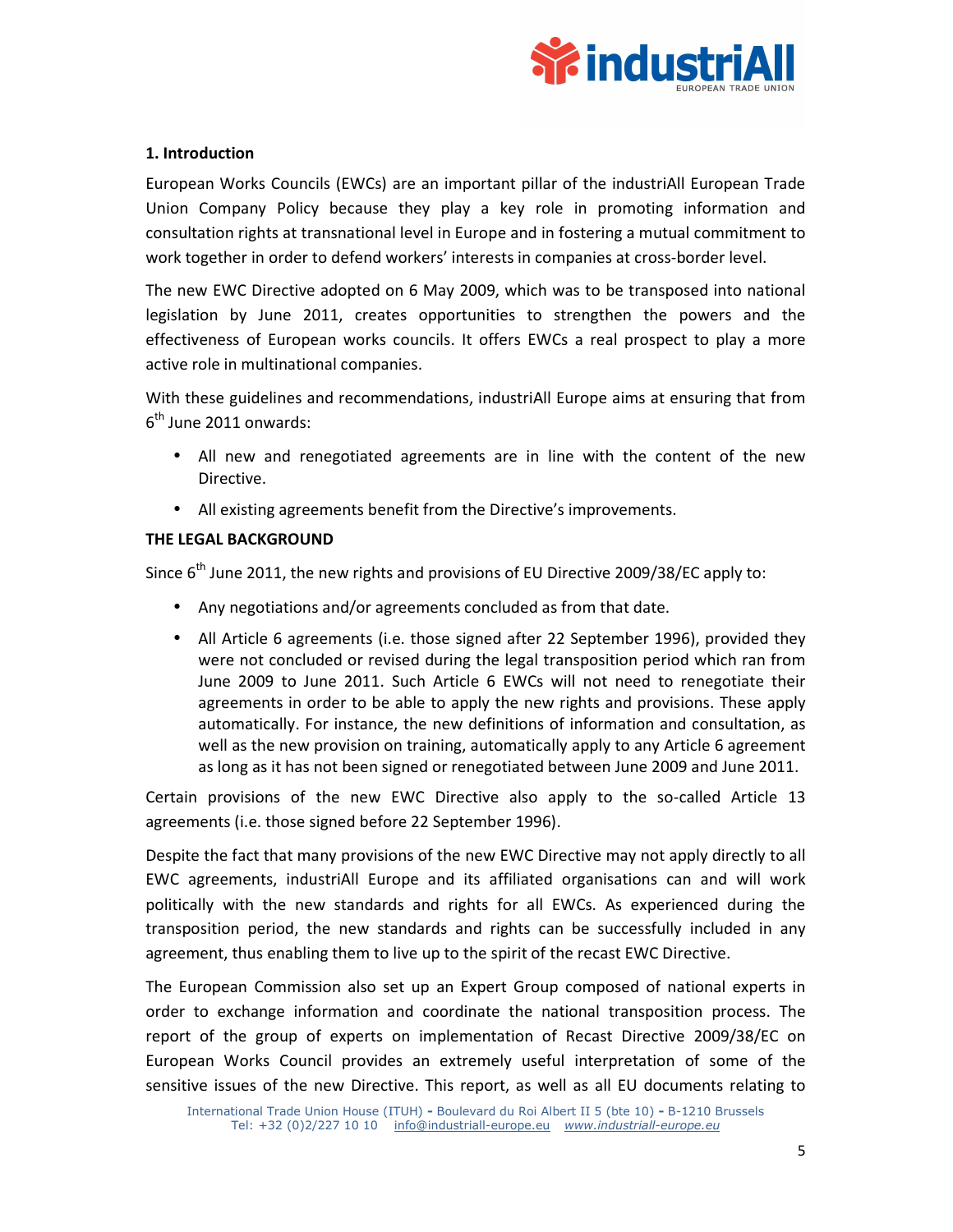## 1. Introduction

European Works Councils (EWCs) are an important pillar of the industriAll European Trade Union Company Policy because they play a key role in promoting information and consultation rights at transnational level in Europe and in fostering a mutual commitment to work together in order to defend workers' interests in companies at cross-border level.

The new EWC Directive adopted on 6 May 2009, which was to be transposed into national legislation by June 2011, creates opportunities to strengthen the powers and the effectiveness of European works councils. It offers EWCs a real prospect to play a more active role in multinational companies.

With these guidelines and recommendations, industriAll Europe aims at ensuring that from 6th June 2011 onwards:

- All new and renegotiated agreements are in line with the content of the new Directive.
- All existing agreements benefit from the Directive's improvements.

**THE LEGAL BACKGROUND**

Since 6th June 2011, the new rights and provisions of EU Directive 2009/38/EC apply to:

- Any negotiations and/or agreements concluded as from that date.
- All Article 6 agreements (i.e. those signed after 22 September 1996), provided they were not concluded or revised during the legal transposition period which ran from June 2009 to June 2011. Such Article 6 EWCs will not need to renegotiate their agreements in order to be able to apply the new rights and provisions. These apply automatically. For instance, the new definitions of information and consultation, as well as the new provision on training, automatically apply to any Article 6 agreement as long as it has not been signed or renegotiated between June 2009 and June 2011.

Certain provisions of the new EWC Directive also apply to the so-called Article 13 agreements (i.e. those signed before 22 September 1996).

Despite the fact that many provisions of the new EWC Directive may not apply directly to all EWC agreements, industriAll Europe and its affiliated organisations can and will work politically with the new standards and rights for all EWCs. As experienced during the transposition period, the new standards and rights can be successfully included in any agreement, thus enabling them to live up to the spirit of the recast EWC Directive.

The European Commission also set up an Expert Group composed of national experts in order to exchange information and coordinate the national transposition process. The report of the group of experts on implementation of Recast Directive 2009/38/EC on European Works Council provides an extremely useful interpretation of some of the sensitive issues of the new Directive. This report, as well as all EU documents relating to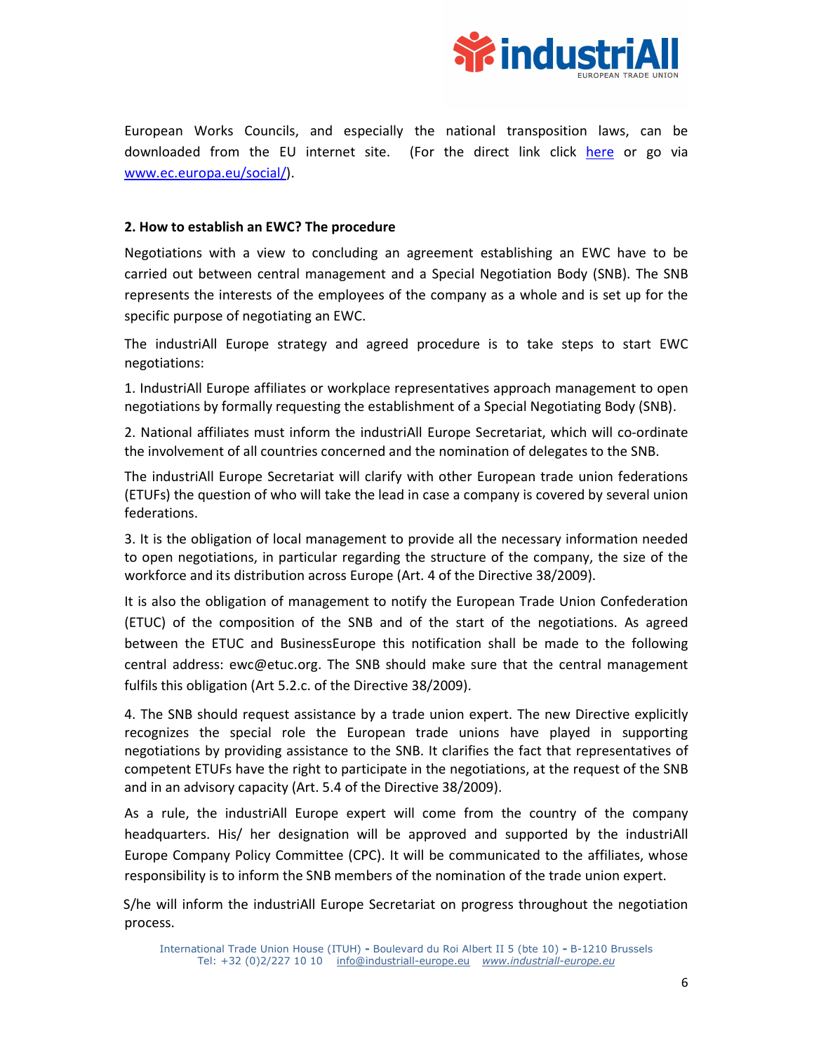European Works Councils, and especially the national transposition laws, can be downloaded from the EU internet site. (For the direct link click [here]() or go via [www.ec.europa.eu/social/](www.ec.europa.eu/social/)).

### 2. How to establish an EWC? The procedure

Negotiations with a view to concluding an agreement establishing an EWC have to be carried out between central management and a Special Negotiation Body (SNB). The SNB represents the interests of the employees of the company as a whole and is set up for the specific purpose of negotiating an EWC.

The industriAll Europe strategy and agreed procedure is to take steps to start EWC negotiations:

1. IndustriAll Europe affiliates or workplace representatives approach management to open negotiations by formally requesting the establishment of a Special Negotiating Body (SNB).

2. National affiliates must inform the industriAll Europe Secretariat, which will co-ordinate the involvement of all countries concerned and the nomination of delegates to the SNB.

The industriAll Europe Secretariat will clarify with other European trade union federations (ETUFs) the question of who will take the lead in case a company is covered by several union federations.

3. It is the obligation of local management to provide all the necessary information needed to open negotiations, in particular regarding the structure of the company, the size of the workforce and its distribution across Europe (Art. 4 of the Directive 38/2009).

It is also the obligation of management to notify the European Trade Union Confederation (ETUC) of the composition of the SNB and of the start of the negotiations. As agreed between the ETUC and BusinessEurope this notification shall be made to the following central address: ewc@etuc.org. The SNB should make sure that the central management fulfils this obligation (Art 5.2.c. of the Directive 38/2009).

4. The SNB should request assistance by a trade union expert. The new Directive explicitly recognizes the special role the European trade unions have played in supporting negotiations by providing assistance to the SNB. It clarifies the fact that representatives of competent ETUFs have the right to participate in the negotiations, at the request of the SNB and in an advisory capacity (Art. 5.4 of the Directive 38/2009).

As a rule, the industriAll Europe expert will come from the country of the company headquarters. His/ her designation will be approved and supported by the industriAll Europe Company Policy Committee (CPC). It will be communicated to the affiliates, whose responsibility is to inform the SNB members of the nomination of the trade union expert.

S/he will inform the industriAll Europe Secretariat on progress throughout the negotiation process.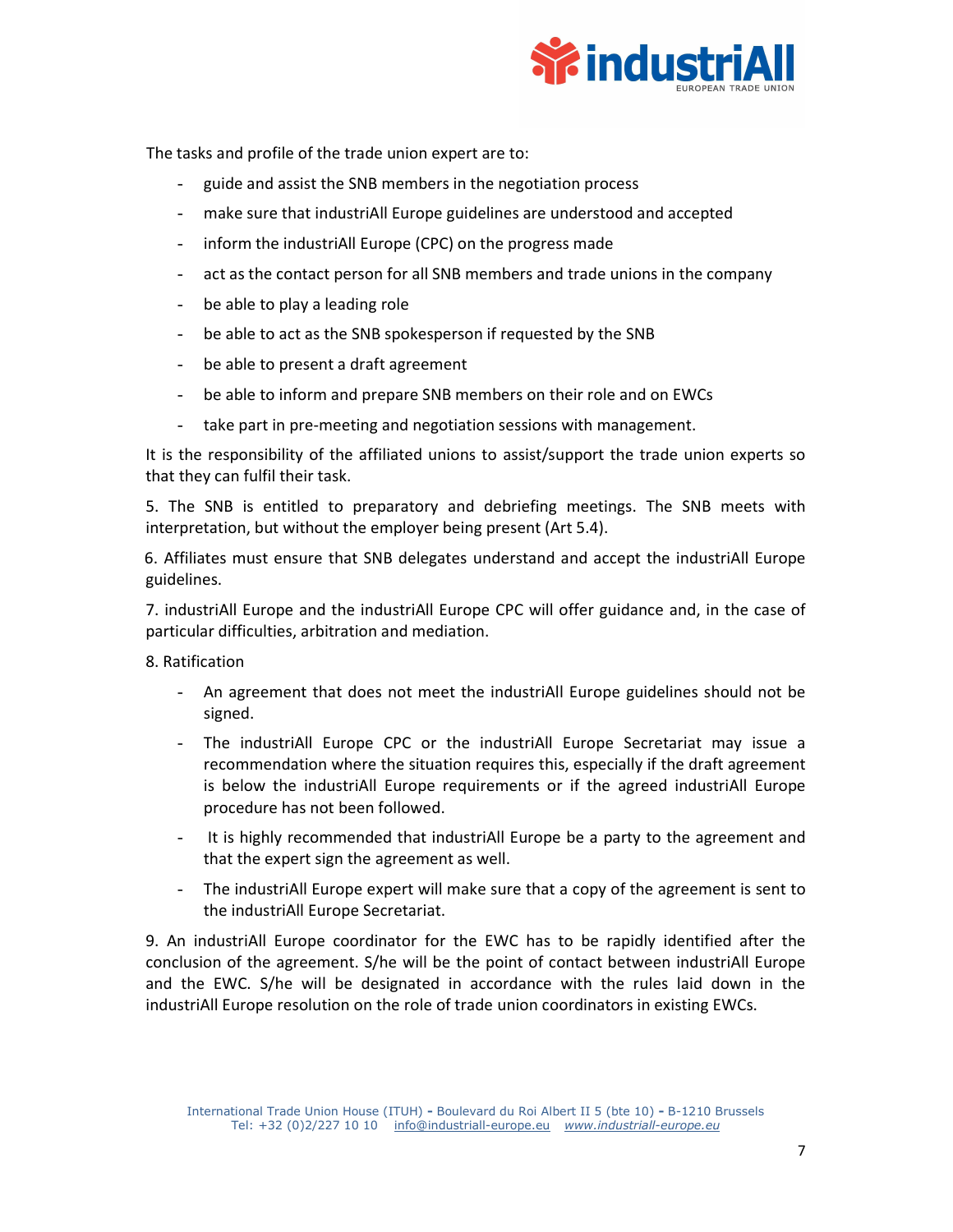The tasks and profile of the trade union expert are to:

- guide and assist the SNB members in the negotiation process
- make sure that industriAll Europe guidelines are understood and accepted
- inform the industriAll Europe (CPC) on the progress made
- act as the contact person for all SNB members and trade unions in the company
- be able to play a leading role
- be able to act as the SNB spokesperson if requested by the SNB
- be able to present a draft agreement
- be able to inform and prepare SNB members on their role and on EWCs
- take part in pre-meeting and negotiation sessions with management.

It is the responsibility of the affiliated unions to assist/support the trade union experts so that they can fulfil their task.

5. The SNB is entitled to preparatory and debriefing meetings. The SNB meets with interpretation, but without the employer being present (Art 5.4).

6. Affiliates must ensure that SNB delegates understand and accept the industriAll Europe guidelines.

7. industriAll Europe and the industriAll Europe CPC will offer guidance and, in the case of particular difficulties, arbitration and mediation.

8. Ratification

- An agreement that does not meet the industriAll Europe guidelines should not be signed.
- The industriAll Europe CPC or the industriAll Europe Secretariat may issue a recommendation where the situation requires this, especially if the draft agreement is below the industriAll Europe requirements or if the agreed industriAll Europe procedure has not been followed.
- It is highly recommended that industriAll Europe be a party to the agreement and that the expert sign the agreement as well.
- The industriAll Europe expert will make sure that a copy of the agreement is sent to the industriAll Europe Secretariat.

9. An industriAll Europe coordinator for the EWC has to be rapidly identified after the conclusion of the agreement. S/he will be the point of contact between industriAll Europe and the EWC. S/he will be designated in accordance with the rules laid down in the industriAll Europe resolution on the role of trade union coordinators in existing EWCs.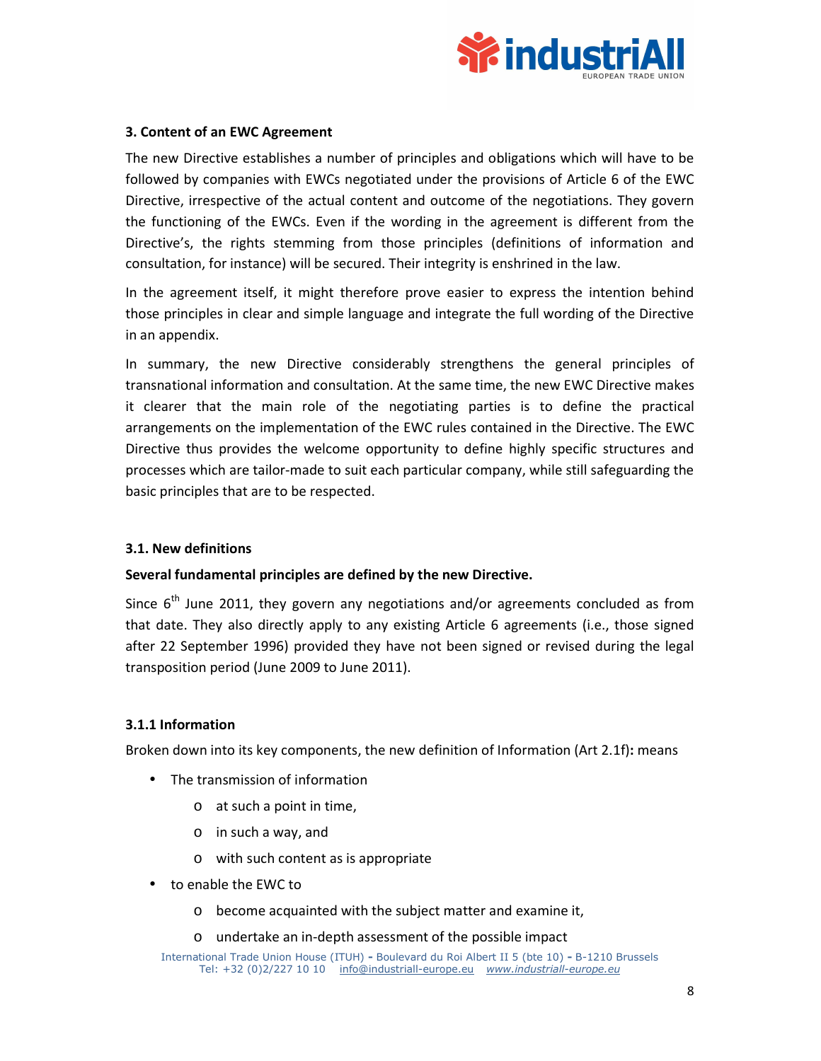### 3. Content of an EWC Agreement

The new Directive establishes a number of principles and obligations which will have to be followed by companies with EWCs negotiated under the provisions of Article 6 of the EWC Directive, irrespective of the actual content and outcome of the negotiations. They govern the functioning of the EWCs. Even if the wording in the agreement is different from the Directive's, the rights stemming from those principles (definitions of information and consultation, for instance) will be secured. Their integrity is enshrined in the law.

In the agreement itself, it might therefore prove easier to express the intention behind those principles in clear and simple language and integrate the full wording of the Directive in an appendix.

In summary, the new Directive considerably strengthens the general principles of transnational information and consultation. At the same time, the new EWC Directive makes it clearer that the main role of the negotiating parties is to define the practical arrangements on the implementation of the EWC rules contained in the Directive. The EWC Directive thus provides the welcome opportunity to define highly specific structures and processes which are tailor-made to suit each particular company, while still safeguarding the basic principles that are to be respected.

#### 3.1. New definitions

**Several fundamental principles are defined by the new Directive.**

Since 6th June 2011, they govern any negotiations and/or agreements concluded as from that date. They also directly apply to any existing Article 6 agreements (i.e., those signed after 22 September 1996) provided they have not been signed or revised during the legal transposition period (June 2009 to June 2011).

#### 3.1.1 Information

Broken down into its key components, the new definition of Information (Art 2.1f)**:** means

- The transmission of information
  - at such a point in time,
  - in such a way, and
  - with such content as is appropriate
- to enable the EWC to
  - become acquainted with the subject matter and examine it,
  - undertake an in-depth assessment of the possible impact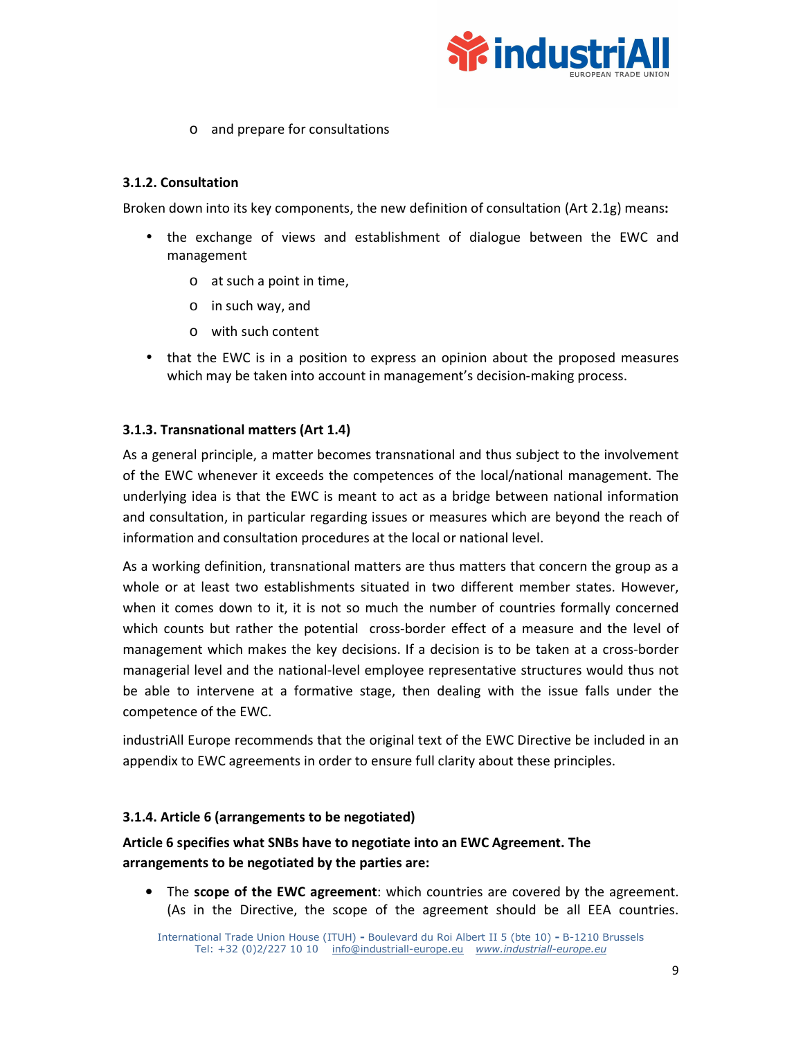- and prepare for consultations

### 3.1.2. Consultation

Broken down into its key components, the new definition of consultation (Art 2.1g) means**:**

- the exchange of views and establishment of dialogue between the EWC and management
  - at such a point in time,
  - in such way, and
  - with such content
- that the EWC is in a position to express an opinion about the proposed measures which may be taken into account in management's decision-making process.

### 3.1.3. Transnational matters (Art 1.4)

As a general principle, a matter becomes transnational and thus subject to the involvement of the EWC whenever it exceeds the competences of the local/national management. The underlying idea is that the EWC is meant to act as a bridge between national information and consultation, in particular regarding issues or measures which are beyond the reach of information and consultation procedures at the local or national level.

As a working definition, transnational matters are thus matters that concern the group as a whole or at least two establishments situated in two different member states. However, when it comes down to it, it is not so much the number of countries formally concerned which counts but rather the potential cross-border effect of a measure and the level of management which makes the key decisions. If a decision is to be taken at a cross-border managerial level and the national-level employee representative structures would thus not be able to intervene at a formative stage, then dealing with the issue falls under the competence of the EWC.

industriAll Europe recommends that the original text of the EWC Directive be included in an appendix to EWC agreements in order to ensure full clarity about these principles.

### 3.1.4. Article 6 (arrangements to be negotiated)

**Article 6 specifies what SNBs have to negotiate into an EWC Agreement. The arrangements to be negotiated by the parties are:**

- The **scope of the EWC agreement**: which countries are covered by the agreement. (As in the Directive, the scope of the agreement should be all EEA countries.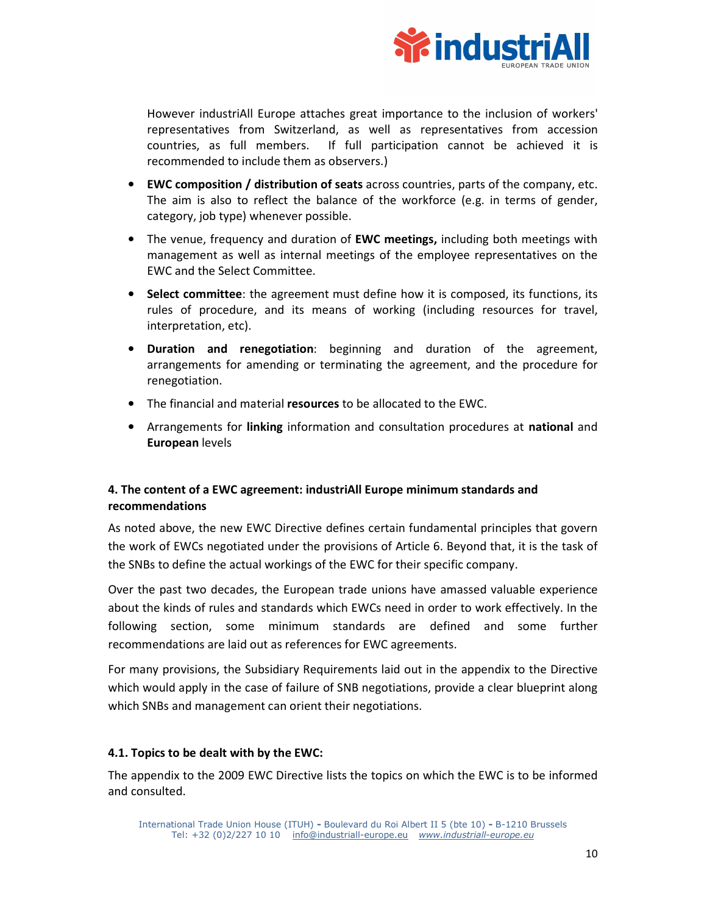However industriAll Europe attaches great importance to the inclusion of workers' representatives from Switzerland, as well as representatives from accession countries, as full members. If full participation cannot be achieved it is recommended to include them as observers.)

- **EWC composition / distribution of seats** across countries, parts of the company, etc. The aim is also to reflect the balance of the workforce (e.g. in terms of gender, category, job type) whenever possible.
- The venue, frequency and duration of **EWC meetings,** including both meetings with management as well as internal meetings of the employee representatives on the EWC and the Select Committee.
- **Select committee**: the agreement must define how it is composed, its functions, its rules of procedure, and its means of working (including resources for travel, interpretation, etc).
- **Duration and renegotiation**: beginning and duration of the agreement, arrangements for amending or terminating the agreement, and the procedure for renegotiation.
- The financial and material **resources** to be allocated to the EWC.
- Arrangements for **linking** information and consultation procedures at **national** and **European** levels

### 4. The content of a EWC agreement: industriAll Europe minimum standards and recommendations

As noted above, the new EWC Directive defines certain fundamental principles that govern the work of EWCs negotiated under the provisions of Article 6. Beyond that, it is the task of the SNBs to define the actual workings of the EWC for their specific company.

Over the past two decades, the European trade unions have amassed valuable experience about the kinds of rules and standards which EWCs need in order to work effectively. In the following section, some minimum standards are defined and some further recommendations are laid out as references for EWC agreements.

For many provisions, the Subsidiary Requirements laid out in the appendix to the Directive which would apply in the case of failure of SNB negotiations, provide a clear blueprint along which SNBs and management can orient their negotiations.

#### 4.1. Topics to be dealt with by the EWC:

The appendix to the 2009 EWC Directive lists the topics on which the EWC is to be informed and consulted.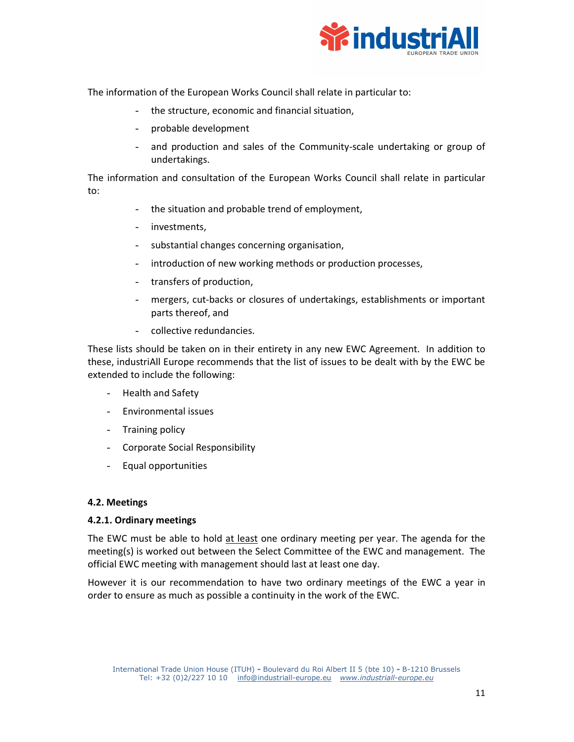The information of the European Works Council shall relate in particular to:

- the structure, economic and financial situation,
- probable development
- and production and sales of the Community-scale undertaking or group of undertakings.

The information and consultation of the European Works Council shall relate in particular to:

- the situation and probable trend of employment,
- investments,
- substantial changes concerning organisation,
- introduction of new working methods or production processes,
- transfers of production,
- mergers, cut-backs or closures of undertakings, establishments or important parts thereof, and
- collective redundancies.

These lists should be taken on in their entirety in any new EWC Agreement. In addition to these, industriAll Europe recommends that the list of issues to be dealt with by the EWC be extended to include the following:

- Health and Safety
- Environmental issues
- Training policy
- Corporate Social Responsibility
- Equal opportunities

### 4.2. Meetings

#### 4.2.1. Ordinary meetings

The EWC must be able to hold <u>at least</u> one ordinary meeting per year. The agenda for the meeting(s) is worked out between the Select Committee of the EWC and management. The official EWC meeting with management should last at least one day.

However it is our recommendation to have two ordinary meetings of the EWC a year in order to ensure as much as possible a continuity in the work of the EWC.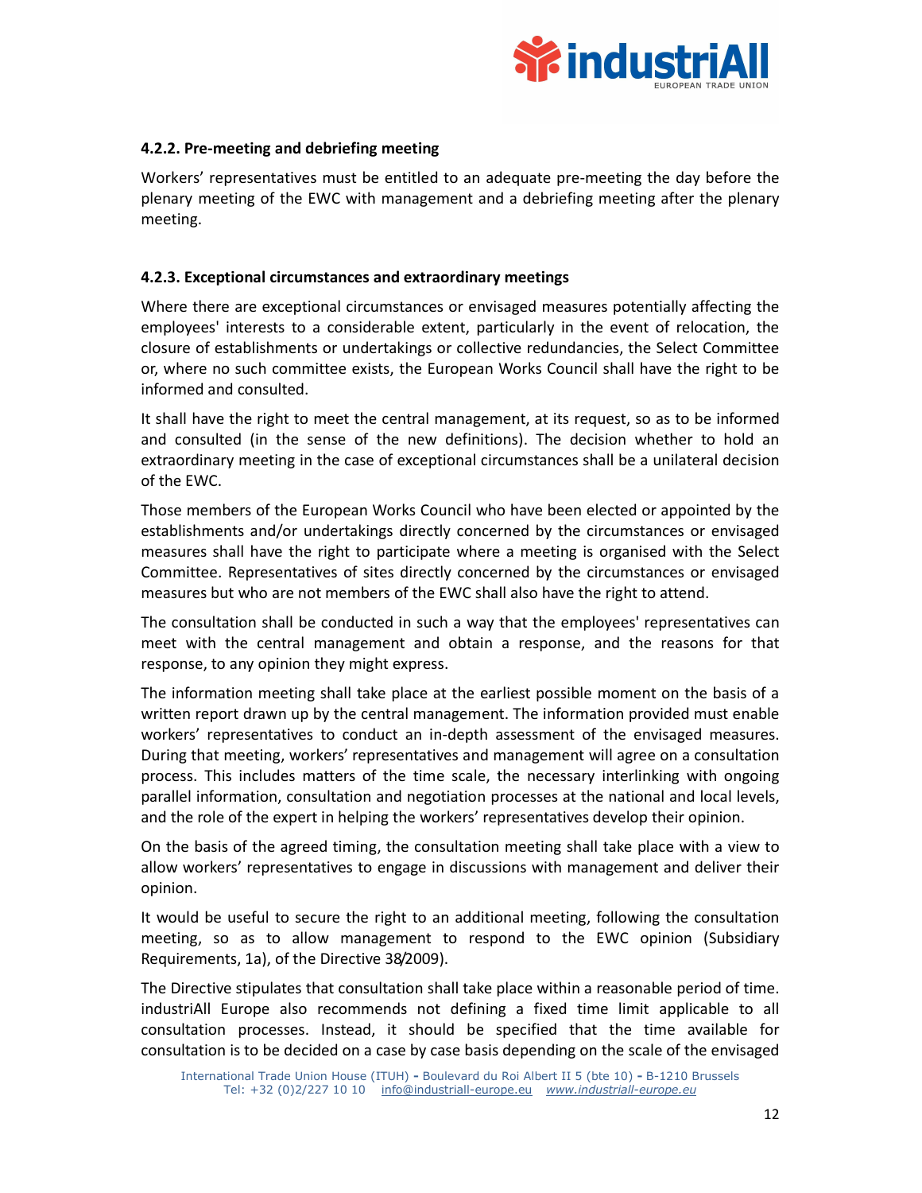#### 4.2.2. Pre-meeting and debriefing meeting

Workers' representatives must be entitled to an adequate pre-meeting the day before the plenary meeting of the EWC with management and a debriefing meeting after the plenary meeting.

#### 4.2.3. Exceptional circumstances and extraordinary meetings

Where there are exceptional circumstances or envisaged measures potentially affecting the employees' interests to a considerable extent, particularly in the event of relocation, the closure of establishments or undertakings or collective redundancies, the Select Committee or, where no such committee exists, the European Works Council shall have the right to be informed and consulted.

It shall have the right to meet the central management, at its request, so as to be informed and consulted (in the sense of the new definitions). The decision whether to hold an extraordinary meeting in the case of exceptional circumstances shall be a unilateral decision of the EWC.

Those members of the European Works Council who have been elected or appointed by the establishments and/or undertakings directly concerned by the circumstances or envisaged measures shall have the right to participate where a meeting is organised with the Select Committee. Representatives of sites directly concerned by the circumstances or envisaged measures but who are not members of the EWC shall also have the right to attend.

The consultation shall be conducted in such a way that the employees' representatives can meet with the central management and obtain a response, and the reasons for that response, to any opinion they might express.

The information meeting shall take place at the earliest possible moment on the basis of a written report drawn up by the central management. The information provided must enable workers' representatives to conduct an in-depth assessment of the envisaged measures. During that meeting, workers' representatives and management will agree on a consultation process. This includes matters of the time scale, the necessary interlinking with ongoing parallel information, consultation and negotiation processes at the national and local levels, and the role of the expert in helping the workers' representatives develop their opinion.

On the basis of the agreed timing, the consultation meeting shall take place with a view to allow workers' representatives to engage in discussions with management and deliver their opinion.

It would be useful to secure the right to an additional meeting, following the consultation meeting, so as to allow management to respond to the EWC opinion (Subsidiary Requirements, 1a), of the Directive 38/2009).

The Directive stipulates that consultation shall take place within a reasonable period of time. industriAll Europe also recommends not defining a fixed time limit applicable to all consultation processes. Instead, it should be specified that the time available for consultation is to be decided on a case by case basis depending on the scale of the envisaged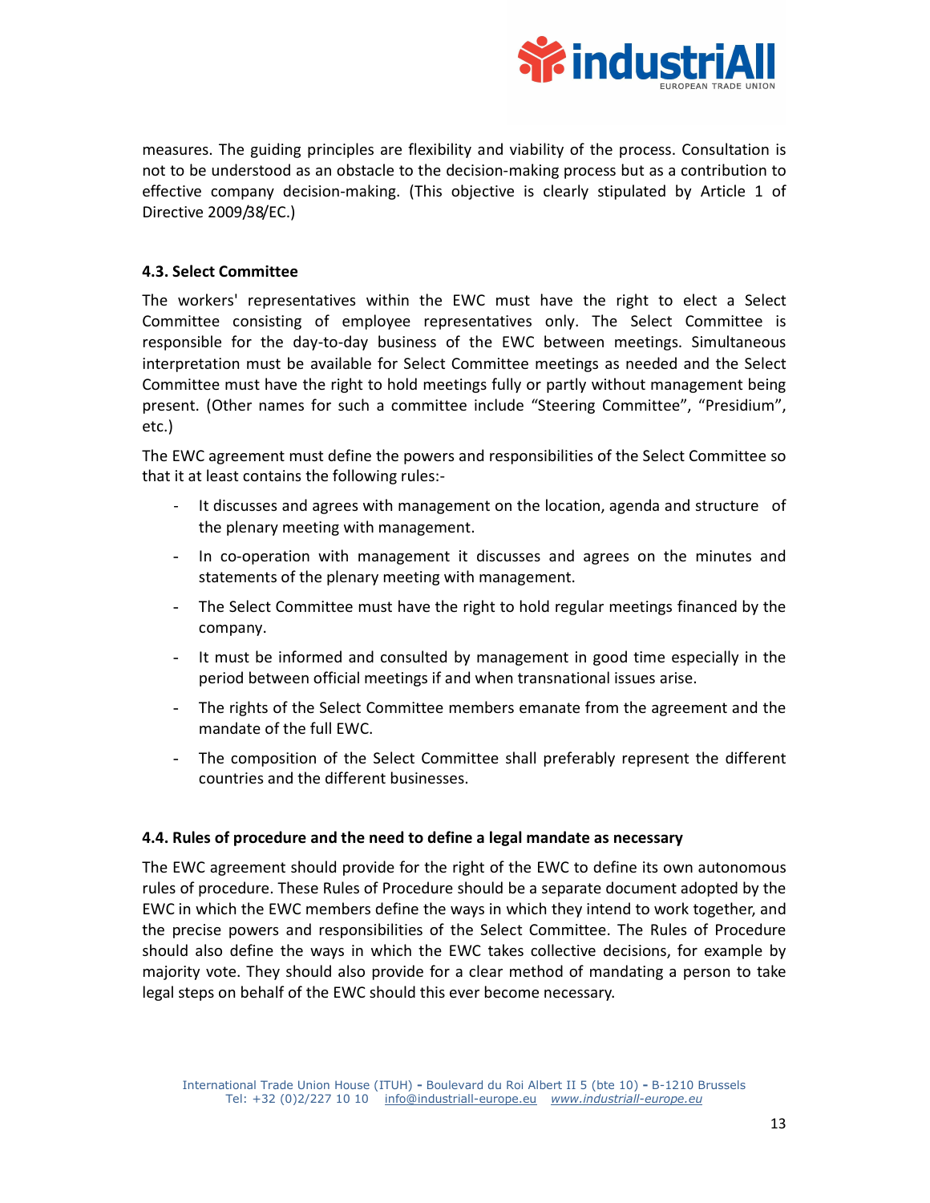measures. The guiding principles are flexibility and viability of the process. Consultation is not to be understood as an obstacle to the decision-making process but as a contribution to effective company decision-making. (This objective is clearly stipulated by Article 1 of Directive 2009/38/EC.)

### 4.3. Select Committee

The workers' representatives within the EWC must have the right to elect a Select Committee consisting of employee representatives only. The Select Committee is responsible for the day-to-day business of the EWC between meetings. Simultaneous interpretation must be available for Select Committee meetings as needed and the Select Committee must have the right to hold meetings fully or partly without management being present. (Other names for such a committee include "Steering Committee", "Presidium", etc.)

The EWC agreement must define the powers and responsibilities of the Select Committee so that it at least contains the following rules:-

- It discusses and agrees with management on the location, agenda and structure of the plenary meeting with management.
- In co-operation with management it discusses and agrees on the minutes and statements of the plenary meeting with management.
- The Select Committee must have the right to hold regular meetings financed by the company.
- It must be informed and consulted by management in good time especially in the period between official meetings if and when transnational issues arise.
- The rights of the Select Committee members emanate from the agreement and the mandate of the full EWC.
- The composition of the Select Committee shall preferably represent the different countries and the different businesses.

### 4.4. Rules of procedure and the need to define a legal mandate as necessary

The EWC agreement should provide for the right of the EWC to define its own autonomous rules of procedure. These Rules of Procedure should be a separate document adopted by the EWC in which the EWC members define the ways in which they intend to work together, and the precise powers and responsibilities of the Select Committee. The Rules of Procedure should also define the ways in which the EWC takes collective decisions, for example by majority vote. They should also provide for a clear method of mandating a person to take legal steps on behalf of the EWC should this ever become necessary.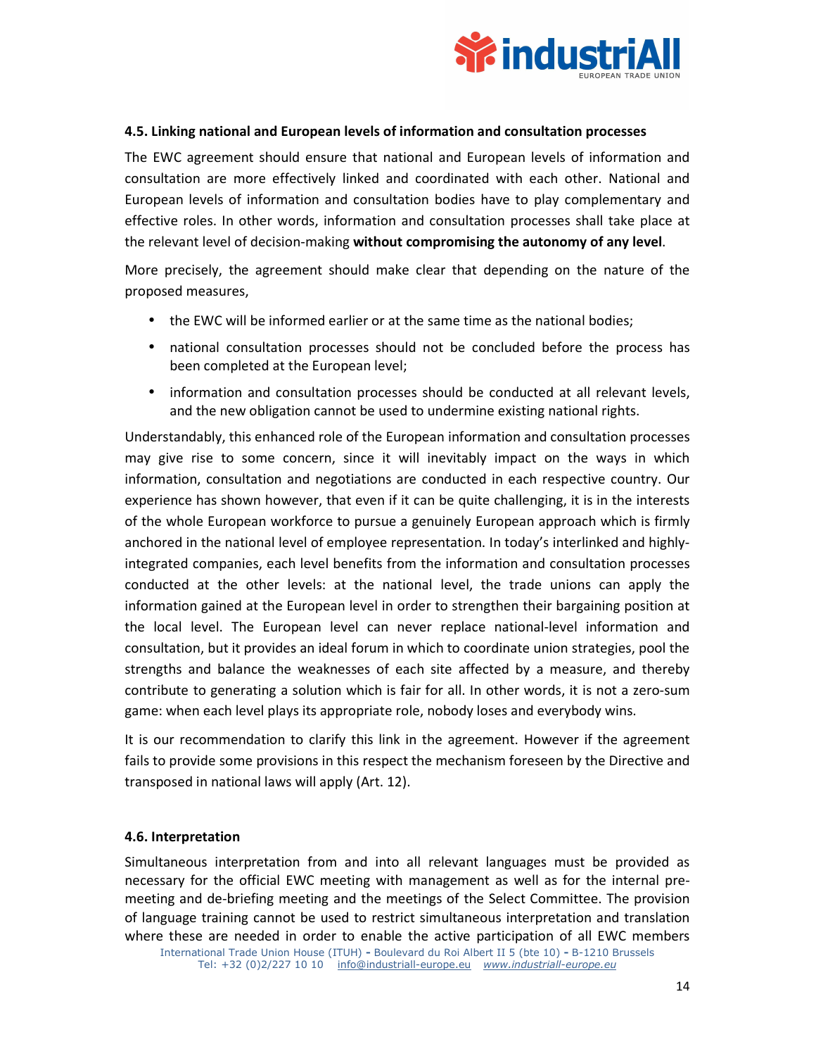### 4.5. Linking national and European levels of information and consultation processes

The EWC agreement should ensure that national and European levels of information and consultation are more effectively linked and coordinated with each other. National and European levels of information and consultation bodies have to play complementary and effective roles. In other words, information and consultation processes shall take place at the relevant level of decision-making **without compromising the autonomy of any level**.

More precisely, the agreement should make clear that depending on the nature of the proposed measures,

- the EWC will be informed earlier or at the same time as the national bodies;
- national consultation processes should not be concluded before the process has been completed at the European level;
- information and consultation processes should be conducted at all relevant levels, and the new obligation cannot be used to undermine existing national rights.

Understandably, this enhanced role of the European information and consultation processes may give rise to some concern, since it will inevitably impact on the ways in which information, consultation and negotiations are conducted in each respective country. Our experience has shown however, that even if it can be quite challenging, it is in the interests of the whole European workforce to pursue a genuinely European approach which is firmly anchored in the national level of employee representation. In today's interlinked and highly-integrated companies, each level benefits from the information and consultation processes conducted at the other levels: at the national level, the trade unions can apply the information gained at the European level in order to strengthen their bargaining position at the local level. The European level can never replace national-level information and consultation, but it provides an ideal forum in which to coordinate union strategies, pool the strengths and balance the weaknesses of each site affected by a measure, and thereby contribute to generating a solution which is fair for all. In other words, it is not a zero-sum game: when each level plays its appropriate role, nobody loses and everybody wins.

It is our recommendation to clarify this link in the agreement. However if the agreement fails to provide some provisions in this respect the mechanism foreseen by the Directive and transposed in national laws will apply (Art. 12).

### 4.6. Interpretation

Simultaneous interpretation from and into all relevant languages must be provided as necessary for the official EWC meeting with management as well as for the internal pre-meeting and de-briefing meeting and the meetings of the Select Committee. The provision of language training cannot be used to restrict simultaneous interpretation and translation where these are needed in order to enable the active participation of all EWC members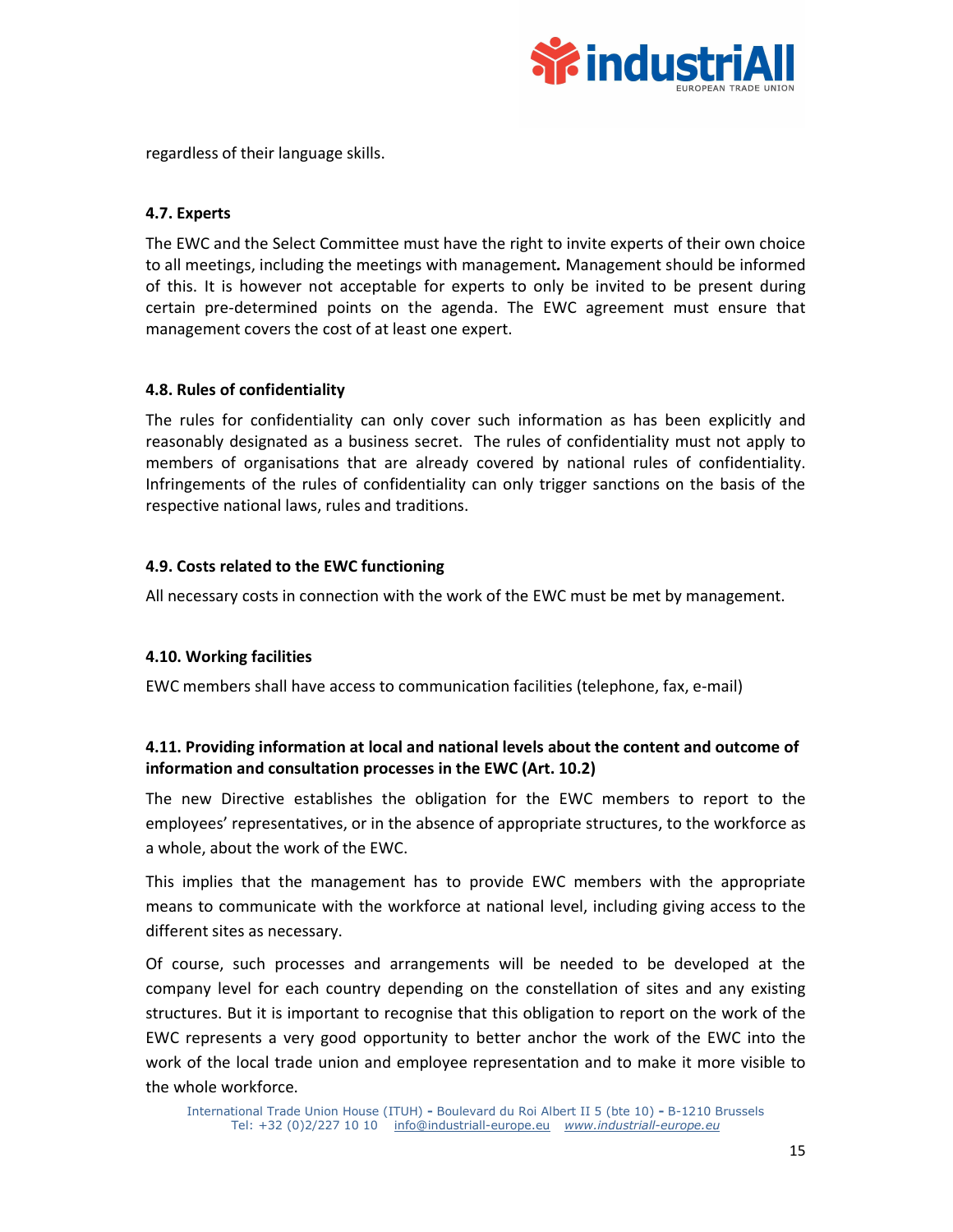regardless of their language skills.

### 4.7. Experts

The EWC and the Select Committee must have the right to invite experts of their own choice to all meetings, including the meetings with management*.* Management should be informed of this. It is however not acceptable for experts to only be invited to be present during certain pre-determined points on the agenda. The EWC agreement must ensure that management covers the cost of at least one expert.

### 4.8. Rules of confidentiality

The rules for confidentiality can only cover such information as has been explicitly and reasonably designated as a business secret. The rules of confidentiality must not apply to members of organisations that are already covered by national rules of confidentiality. Infringements of the rules of confidentiality can only trigger sanctions on the basis of the respective national laws, rules and traditions.

### 4.9. Costs related to the EWC functioning

All necessary costs in connection with the work of the EWC must be met by management.

### 4.10. Working facilities

EWC members shall have access to communication facilities (telephone, fax, e-mail)

### 4.11. Providing information at local and national levels about the content and outcome of information and consultation processes in the EWC (Art. 10.2)

The new Directive establishes the obligation for the EWC members to report to the employees' representatives, or in the absence of appropriate structures, to the workforce as a whole, about the work of the EWC.

This implies that the management has to provide EWC members with the appropriate means to communicate with the workforce at national level, including giving access to the different sites as necessary.

Of course, such processes and arrangements will be needed to be developed at the company level for each country depending on the constellation of sites and any existing structures. But it is important to recognise that this obligation to report on the work of the EWC represents a very good opportunity to better anchor the work of the EWC into the work of the local trade union and employee representation and to make it more visible to the whole workforce.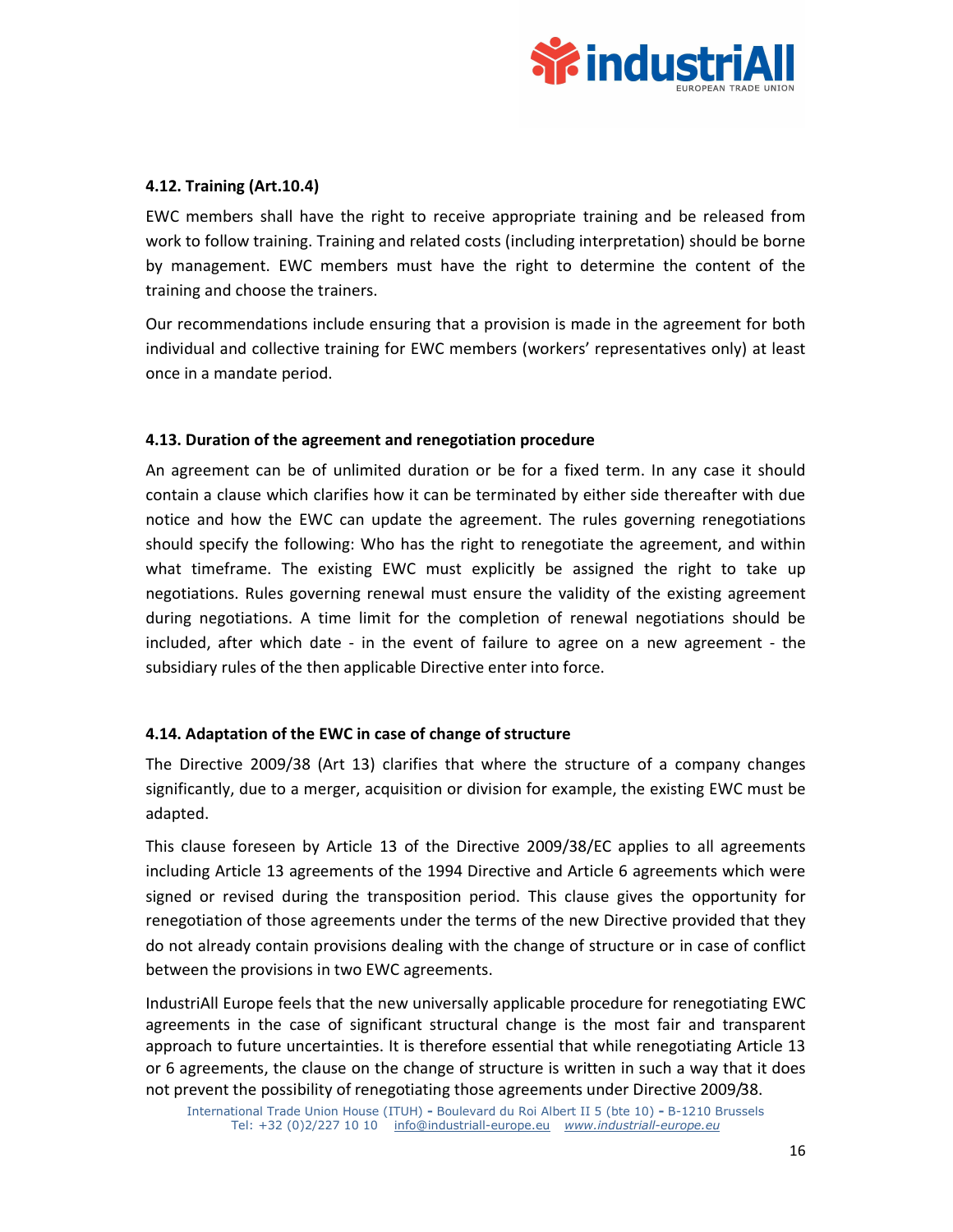### 4.12. Training (Art.10.4)

EWC members shall have the right to receive appropriate training and be released from work to follow training. Training and related costs (including interpretation) should be borne by management. EWC members must have the right to determine the content of the training and choose the trainers.

Our recommendations include ensuring that a provision is made in the agreement for both individual and collective training for EWC members (workers' representatives only) at least once in a mandate period.

### 4.13. Duration of the agreement and renegotiation procedure

An agreement can be of unlimited duration or be for a fixed term. In any case it should contain a clause which clarifies how it can be terminated by either side thereafter with due notice and how the EWC can update the agreement. The rules governing renegotiations should specify the following: Who has the right to renegotiate the agreement, and within what timeframe. The existing EWC must explicitly be assigned the right to take up negotiations. Rules governing renewal must ensure the validity of the existing agreement during negotiations. A time limit for the completion of renewal negotiations should be included, after which date - in the event of failure to agree on a new agreement - the subsidiary rules of the then applicable Directive enter into force.

### 4.14. Adaptation of the EWC in case of change of structure

The Directive 2009/38 (Art 13) clarifies that where the structure of a company changes significantly, due to a merger, acquisition or division for example, the existing EWC must be adapted.

This clause foreseen by Article 13 of the Directive 2009/38/EC applies to all agreements including Article 13 agreements of the 1994 Directive and Article 6 agreements which were signed or revised during the transposition period. This clause gives the opportunity for renegotiation of those agreements under the terms of the new Directive provided that they do not already contain provisions dealing with the change of structure or in case of conflict between the provisions in two EWC agreements.

IndustriAll Europe feels that the new universally applicable procedure for renegotiating EWC agreements in the case of significant structural change is the most fair and transparent approach to future uncertainties. It is therefore essential that while renegotiating Article 13 or 6 agreements, the clause on the change of structure is written in such a way that it does not prevent the possibility of renegotiating those agreements under Directive 2009/38.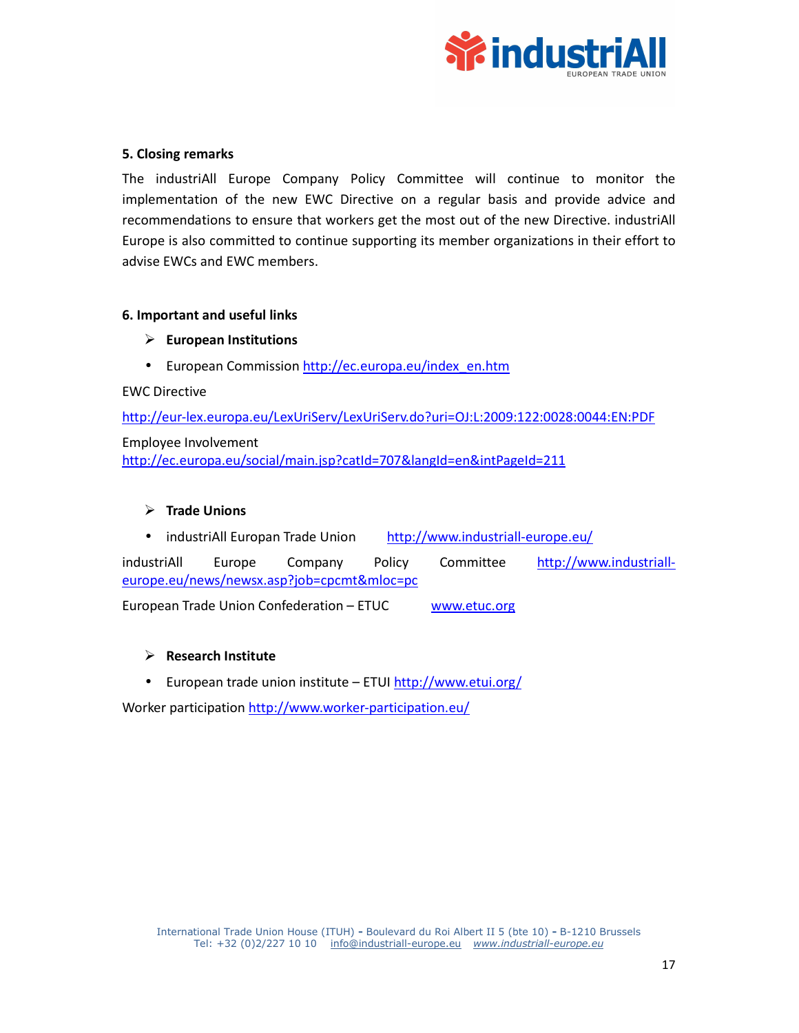## 5. Closing remarks

The industriAll Europe Company Policy Committee will continue to monitor the implementation of the new EWC Directive on a regular basis and provide advice and recommendations to ensure that workers get the most out of the new Directive. industriAll Europe is also committed to continue supporting its member organizations in their effort to advise EWCs and EWC members.

## 6. Important and useful links

- **European Institutions**

- European Commission http://ec.europa.eu/index_en.htm

EWC Directive

http://eur-lex.europa.eu/LexUriServ/LexUriServ.do?uri=OJ:L:2009:122:0028:0044:EN:PDF

Employee Involvement
http://ec.europa.eu/social/main.jsp?catId=707&langId=en&intPageId=211

- **Trade Unions**

- industriAll Europan Trade Union http://www.industriall-europe.eu/

industriAll Europe Company Policy Committee http://www.industriall-europe.eu/news/newsx.asp?job=cpcmt&mloc=pc

European Trade Union Confederation – ETUC www.etuc.org

- **Research Institute**

- European trade union institute – ETUI http://www.etui.org/

Worker participation http://www.worker-participation.eu/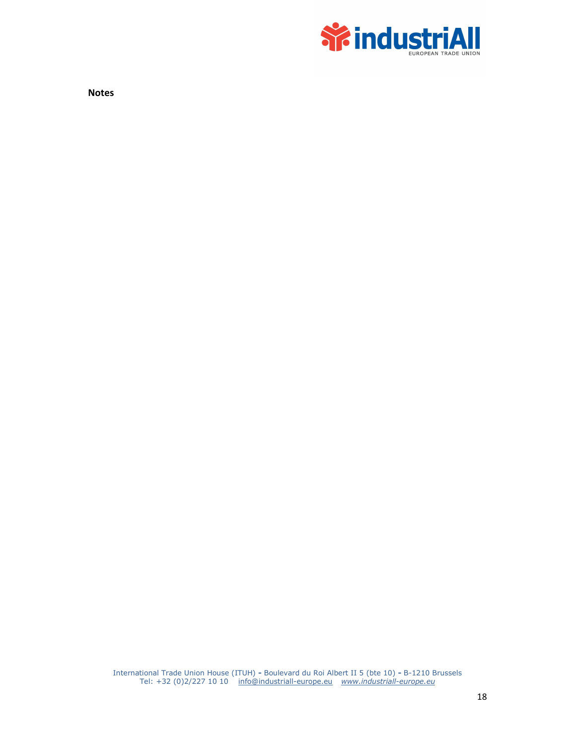**Notes**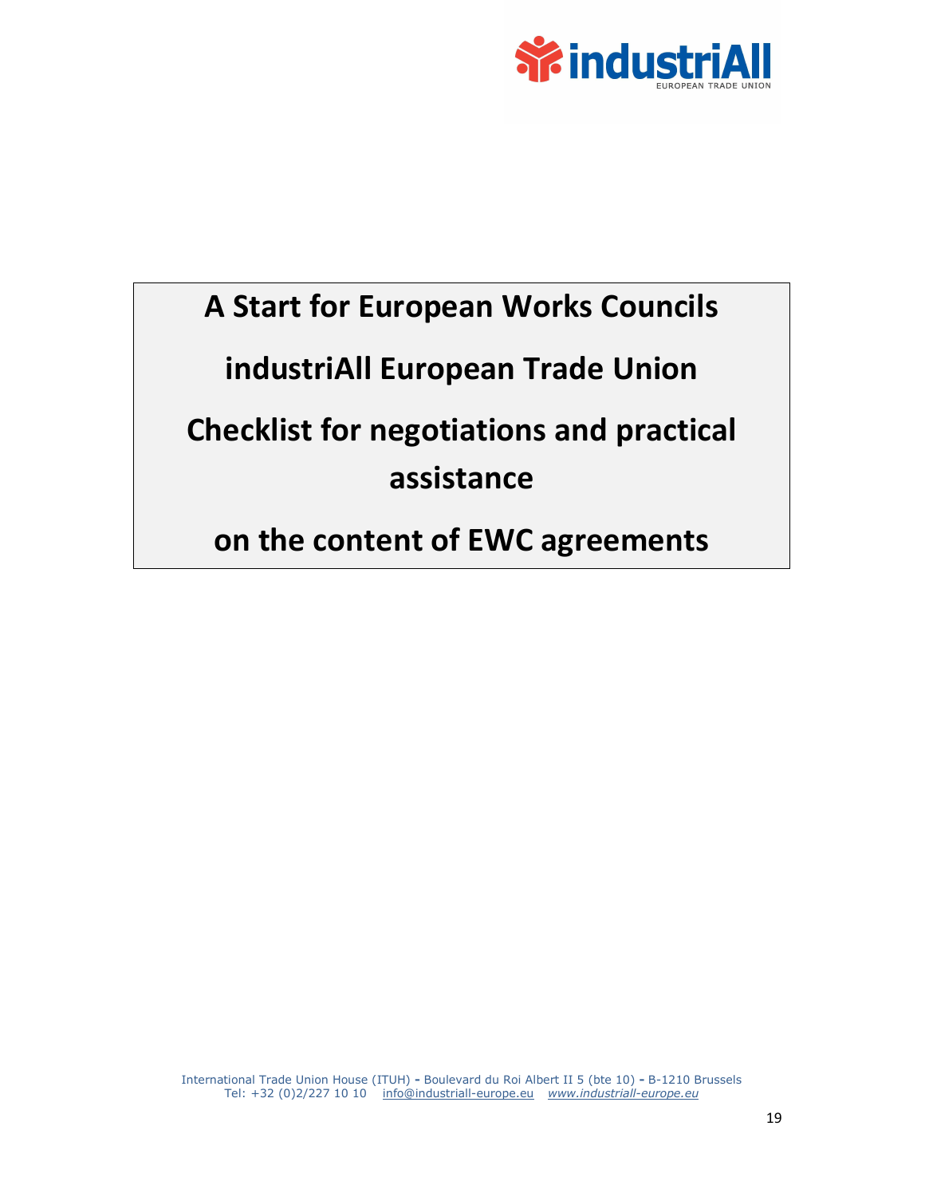# A Start for European Works Councils

# industriAll European Trade Union

# Checklist for negotiations and practical assistance

# on the content of EWC agreements

International Trade Union House (ITUH) - Boulevard du Roi Albert II 5 (bte 10) - B-1210 Brussels
Tel: +32 (0)2/227 10 10 info@industriall-europe.eu *www.industriall-europe.eu*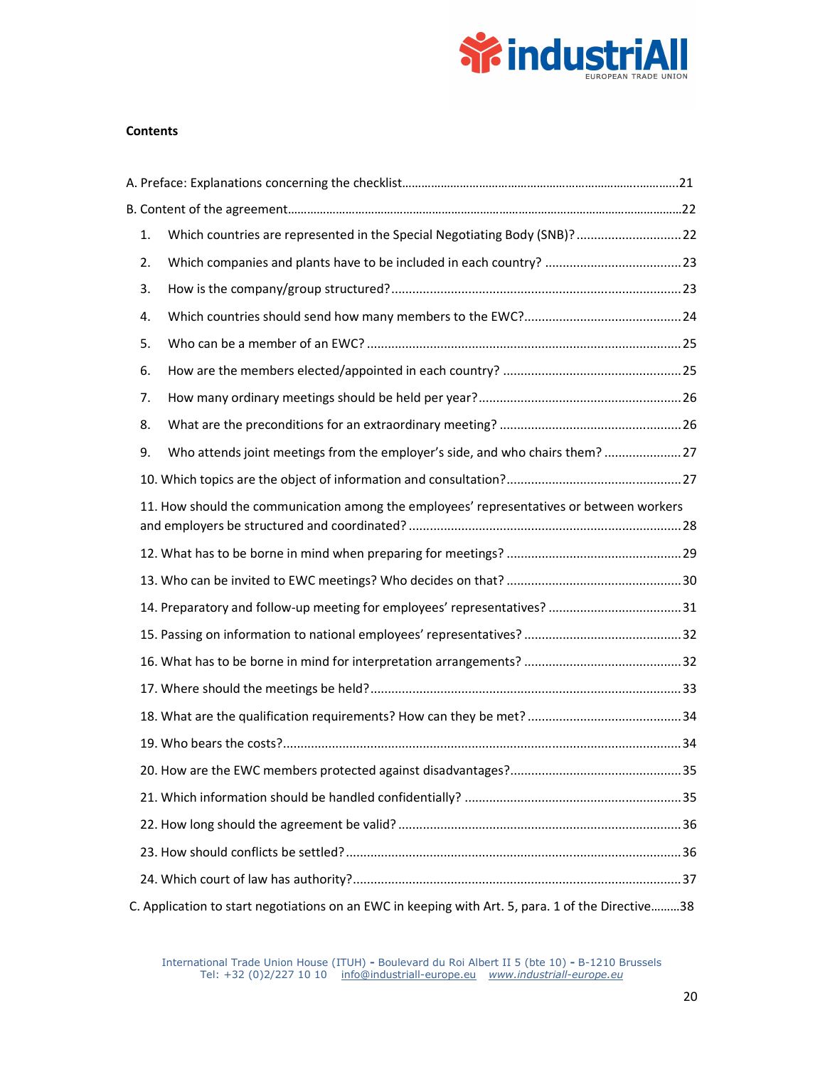**Contents**

A. Preface: Explanations concerning the checklist ..... 21

B. Content of the agreement ..... 22

1. Which countries are represented in the Special Negotiating Body (SNB)? ..... 22
2. Which companies and plants have to be included in each country? ..... 23
3. How is the company/group structured? ..... 23
4. Which countries should send how many members to the EWC? ..... 24
5. Who can be a member of an EWC? ..... 25
6. How are the members elected/appointed in each country? ..... 25
7. How many ordinary meetings should be held per year? ..... 26
8. What are the preconditions for an extraordinary meeting? ..... 26
9. Who attends joint meetings from the employer's side, and who chairs them? ..... 27
10. Which topics are the object of information and consultation? ..... 27
11. How should the communication among the employees' representatives or between workers and employers be structured and coordinated? ..... 28
12. What has to be borne in mind when preparing for meetings? ..... 29
13. Who can be invited to EWC meetings? Who decides on that? ..... 30
14. Preparatory and follow-up meeting for employees' representatives? ..... 31
15. Passing on information to national employees' representatives? ..... 32
16. What has to be borne in mind for interpretation arrangements? ..... 32
17. Where should the meetings be held? ..... 33
18. What are the qualification requirements? How can they be met? ..... 34
19. Who bears the costs? ..... 34
20. How are the EWC members protected against disadvantages? ..... 35
21. Which information should be handled confidentially? ..... 35
22. How long should the agreement be valid? ..... 36
23. How should conflicts be settled? ..... 36
24. Which court of law has authority? ..... 37

C. Application to start negotiations on an EWC in keeping with Art. 5, para. 1 of the Directive ..... 38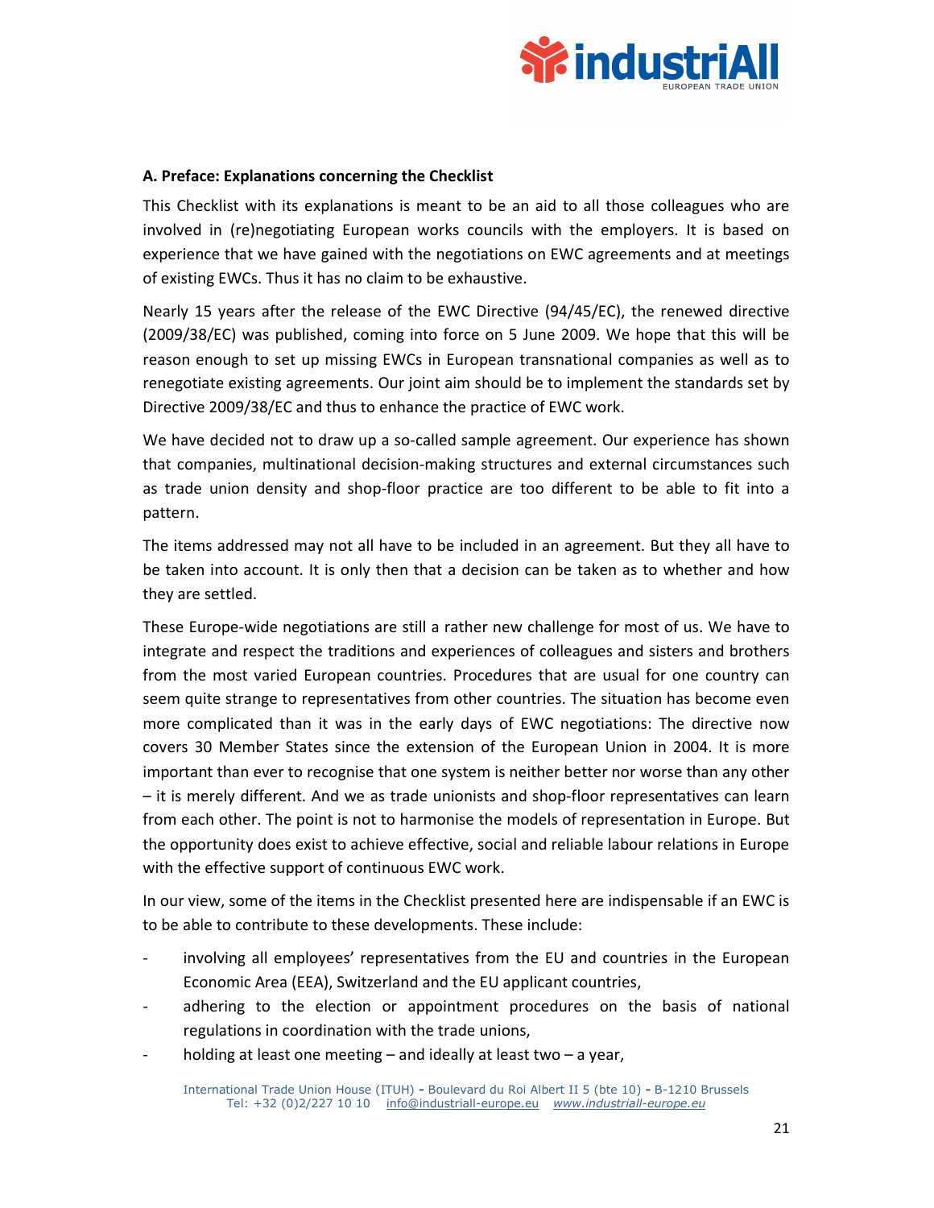### A. Preface: Explanations concerning the Checklist

This Checklist with its explanations is meant to be an aid to all those colleagues who are involved in (re)negotiating European works councils with the employers. It is based on experience that we have gained with the negotiations on EWC agreements and at meetings of existing EWCs. Thus it has no claim to be exhaustive.

Nearly 15 years after the release of the EWC Directive (94/45/EC), the renewed directive (2009/38/EC) was published, coming into force on 5 June 2009. We hope that this will be reason enough to set up missing EWCs in European transnational companies as well as to renegotiate existing agreements. Our joint aim should be to implement the standards set by Directive 2009/38/EC and thus to enhance the practice of EWC work.

We have decided not to draw up a so-called sample agreement. Our experience has shown that companies, multinational decision-making structures and external circumstances such as trade union density and shop-floor practice are too different to be able to fit into a pattern.

The items addressed may not all have to be included in an agreement. But they all have to be taken into account. It is only then that a decision can be taken as to whether and how they are settled.

These Europe-wide negotiations are still a rather new challenge for most of us. We have to integrate and respect the traditions and experiences of colleagues and sisters and brothers from the most varied European countries. Procedures that are usual for one country can seem quite strange to representatives from other countries. The situation has become even more complicated than it was in the early days of EWC negotiations: The directive now covers 30 Member States since the extension of the European Union in 2004. It is more important than ever to recognise that one system is neither better nor worse than any other – it is merely different. And we as trade unionists and shop-floor representatives can learn from each other. The point is not to harmonise the models of representation in Europe. But the opportunity does exist to achieve effective, social and reliable labour relations in Europe with the effective support of continuous EWC work.

In our view, some of the items in the Checklist presented here are indispensable if an EWC is to be able to contribute to these developments. These include:

- involving all employees' representatives from the EU and countries in the European Economic Area (EEA), Switzerland and the EU applicant countries,
- adhering to the election or appointment procedures on the basis of national regulations in coordination with the trade unions,
- holding at least one meeting – and ideally at least two – a year,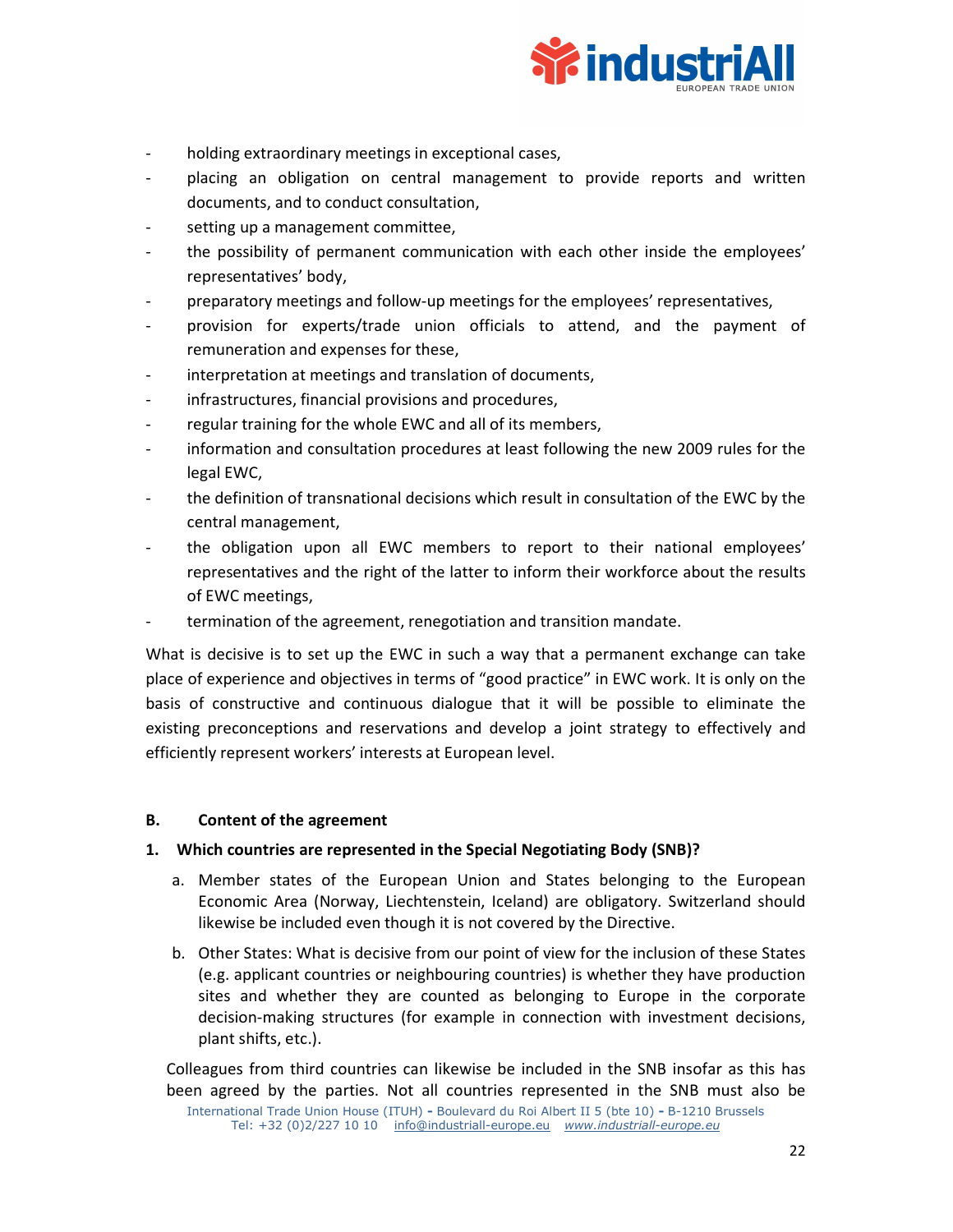- holding extraordinary meetings in exceptional cases,
- placing an obligation on central management to provide reports and written documents, and to conduct consultation,
- setting up a management committee,
- the possibility of permanent communication with each other inside the employees' representatives' body,
- preparatory meetings and follow-up meetings for the employees' representatives,
- provision for experts/trade union officials to attend, and the payment of remuneration and expenses for these,
- interpretation at meetings and translation of documents,
- infrastructures, financial provisions and procedures,
- regular training for the whole EWC and all of its members,
- information and consultation procedures at least following the new 2009 rules for the legal EWC,
- the definition of transnational decisions which result in consultation of the EWC by the central management,
- the obligation upon all EWC members to report to their national employees' representatives and the right of the latter to inform their workforce about the results of EWC meetings,
- termination of the agreement, renegotiation and transition mandate.

What is decisive is to set up the EWC in such a way that a permanent exchange can take place of experience and objectives in terms of "good practice" in EWC work. It is only on the basis of constructive and continuous dialogue that it will be possible to eliminate the existing preconceptions and reservations and develop a joint strategy to effectively and efficiently represent workers' interests at European level.

## B. Content of the agreement

### 1. Which countries are represented in the Special Negotiating Body (SNB)?

a. Member states of the European Union and States belonging to the European Economic Area (Norway, Liechtenstein, Iceland) are obligatory. Switzerland should likewise be included even though it is not covered by the Directive.

b. Other States: What is decisive from our point of view for the inclusion of these States (e.g. applicant countries or neighbouring countries) is whether they have production sites and whether they are counted as belonging to Europe in the corporate decision-making structures (for example in connection with investment decisions, plant shifts, etc.).

Colleagues from third countries can likewise be included in the SNB insofar as this has been agreed by the parties. Not all countries represented in the SNB must also be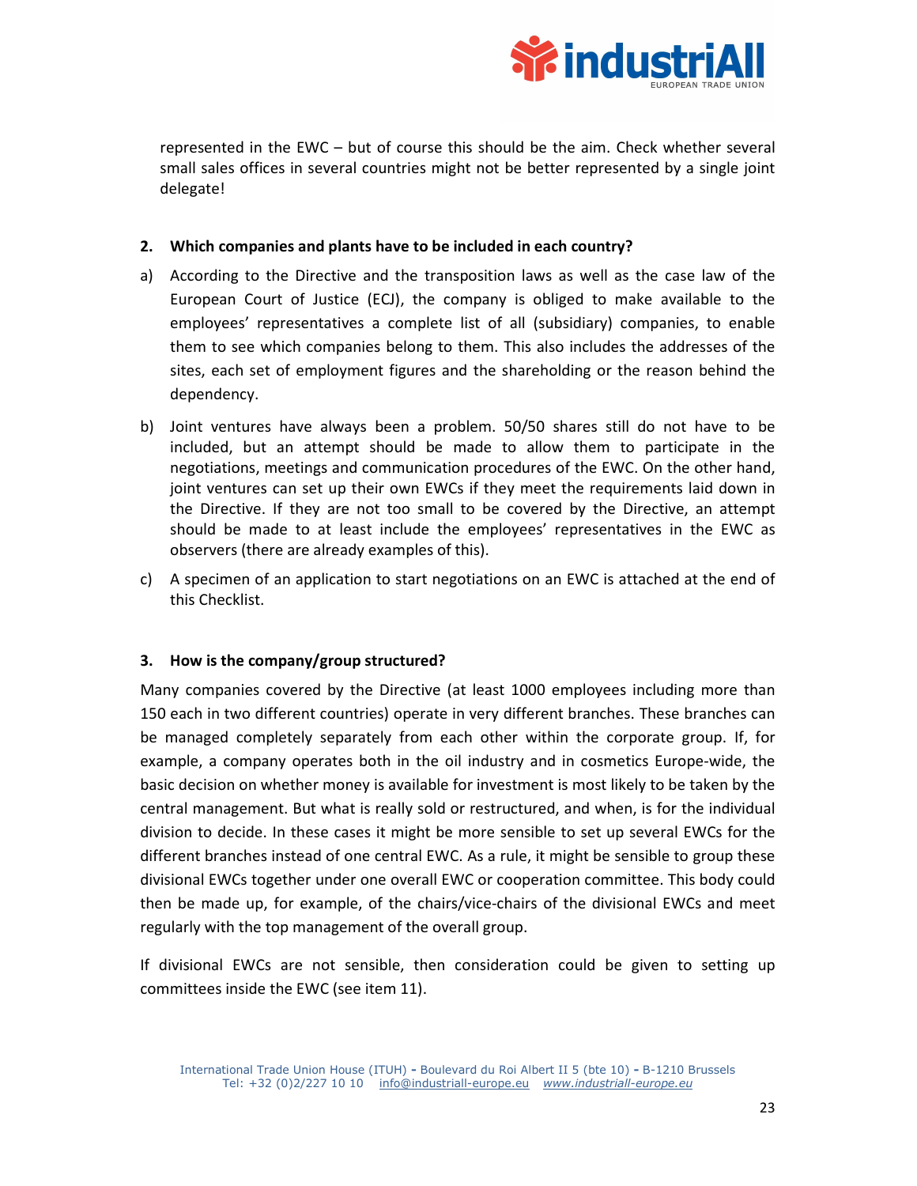represented in the EWC – but of course this should be the aim. Check whether several small sales offices in several countries might not be better represented by a single joint delegate!

### 2. Which companies and plants have to be included in each country?

a) According to the Directive and the transposition laws as well as the case law of the European Court of Justice (ECJ), the company is obliged to make available to the employees' representatives a complete list of all (subsidiary) companies, to enable them to see which companies belong to them. This also includes the addresses of the sites, each set of employment figures and the shareholding or the reason behind the dependency.

b) Joint ventures have always been a problem. 50/50 shares still do not have to be included, but an attempt should be made to allow them to participate in the negotiations, meetings and communication procedures of the EWC. On the other hand, joint ventures can set up their own EWCs if they meet the requirements laid down in the Directive. If they are not too small to be covered by the Directive, an attempt should be made to at least include the employees' representatives in the EWC as observers (there are already examples of this).

c) A specimen of an application to start negotiations on an EWC is attached at the end of this Checklist.

### 3. How is the company/group structured?

Many companies covered by the Directive (at least 1000 employees including more than 150 each in two different countries) operate in very different branches. These branches can be managed completely separately from each other within the corporate group. If, for example, a company operates both in the oil industry and in cosmetics Europe-wide, the basic decision on whether money is available for investment is most likely to be taken by the central management. But what is really sold or restructured, and when, is for the individual division to decide. In these cases it might be more sensible to set up several EWCs for the different branches instead of one central EWC. As a rule, it might be sensible to group these divisional EWCs together under one overall EWC or cooperation committee. This body could then be made up, for example, of the chairs/vice-chairs of the divisional EWCs and meet regularly with the top management of the overall group.

If divisional EWCs are not sensible, then consideration could be given to setting up committees inside the EWC (see item 11).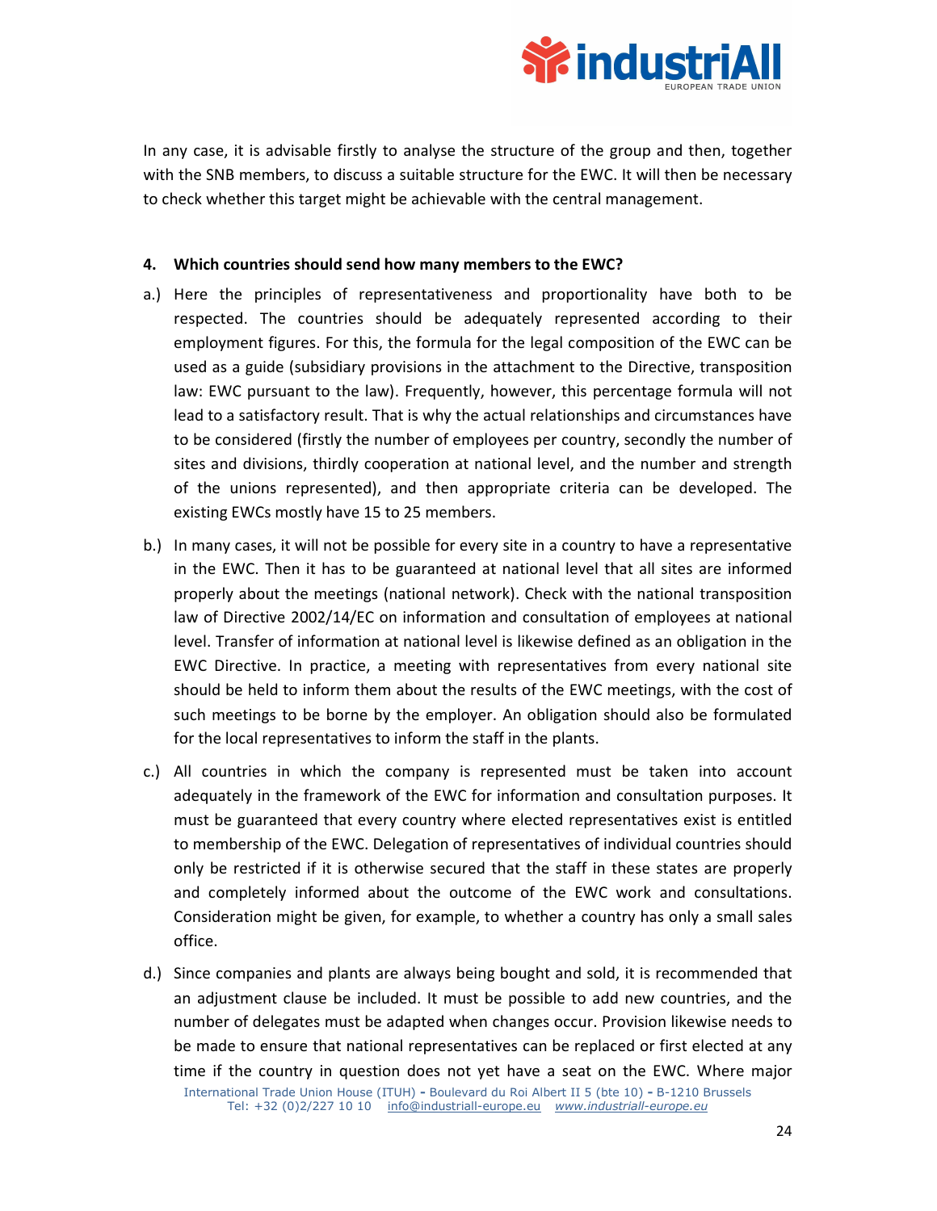In any case, it is advisable firstly to analyse the structure of the group and then, together with the SNB members, to discuss a suitable structure for the EWC. It will then be necessary to check whether this target might be achievable with the central management.

#### 4. Which countries should send how many members to the EWC?

a.) Here the principles of representativeness and proportionality have both to be respected. The countries should be adequately represented according to their employment figures. For this, the formula for the legal composition of the EWC can be used as a guide (subsidiary provisions in the attachment to the Directive, transposition law: EWC pursuant to the law). Frequently, however, this percentage formula will not lead to a satisfactory result. That is why the actual relationships and circumstances have to be considered (firstly the number of employees per country, secondly the number of sites and divisions, thirdly cooperation at national level, and the number and strength of the unions represented), and then appropriate criteria can be developed. The existing EWCs mostly have 15 to 25 members.

b.) In many cases, it will not be possible for every site in a country to have a representative in the EWC. Then it has to be guaranteed at national level that all sites are informed properly about the meetings (national network). Check with the national transposition law of Directive 2002/14/EC on information and consultation of employees at national level. Transfer of information at national level is likewise defined as an obligation in the EWC Directive. In practice, a meeting with representatives from every national site should be held to inform them about the results of the EWC meetings, with the cost of such meetings to be borne by the employer. An obligation should also be formulated for the local representatives to inform the staff in the plants.

c.) All countries in which the company is represented must be taken into account adequately in the framework of the EWC for information and consultation purposes. It must be guaranteed that every country where elected representatives exist is entitled to membership of the EWC. Delegation of representatives of individual countries should only be restricted if it is otherwise secured that the staff in these states are properly and completely informed about the outcome of the EWC work and consultations. Consideration might be given, for example, to whether a country has only a small sales office.

d.) Since companies and plants are always being bought and sold, it is recommended that an adjustment clause be included. It must be possible to add new countries, and the number of delegates must be adapted when changes occur. Provision likewise needs to be made to ensure that national representatives can be replaced or first elected at any time if the country in question does not yet have a seat on the EWC. Where major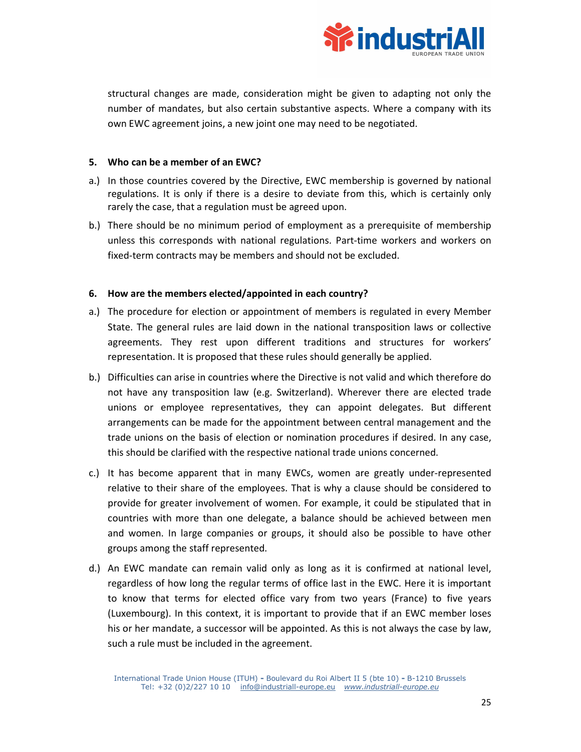structural changes are made, consideration might be given to adapting not only the number of mandates, but also certain substantive aspects. Where a company with its own EWC agreement joins, a new joint one may need to be negotiated.

**5. Who can be a member of an EWC?**

a.) In those countries covered by the Directive, EWC membership is governed by national regulations. It is only if there is a desire to deviate from this, which is certainly only rarely the case, that a regulation must be agreed upon.

b.) There should be no minimum period of employment as a prerequisite of membership unless this corresponds with national regulations. Part-time workers and workers on fixed-term contracts may be members and should not be excluded.

**6. How are the members elected/appointed in each country?**

a.) The procedure for election or appointment of members is regulated in every Member State. The general rules are laid down in the national transposition laws or collective agreements. They rest upon different traditions and structures for workers' representation. It is proposed that these rules should generally be applied.

b.) Difficulties can arise in countries where the Directive is not valid and which therefore do not have any transposition law (e.g. Switzerland). Wherever there are elected trade unions or employee representatives, they can appoint delegates. But different arrangements can be made for the appointment between central management and the trade unions on the basis of election or nomination procedures if desired. In any case, this should be clarified with the respective national trade unions concerned.

c.) It has become apparent that in many EWCs, women are greatly under-represented relative to their share of the employees. That is why a clause should be considered to provide for greater involvement of women. For example, it could be stipulated that in countries with more than one delegate, a balance should be achieved between men and women. In large companies or groups, it should also be possible to have other groups among the staff represented.

d.) An EWC mandate can remain valid only as long as it is confirmed at national level, regardless of how long the regular terms of office last in the EWC. Here it is important to know that terms for elected office vary from two years (France) to five years (Luxembourg). In this context, it is important to provide that if an EWC member loses his or her mandate, a successor will be appointed. As this is not always the case by law, such a rule must be included in the agreement.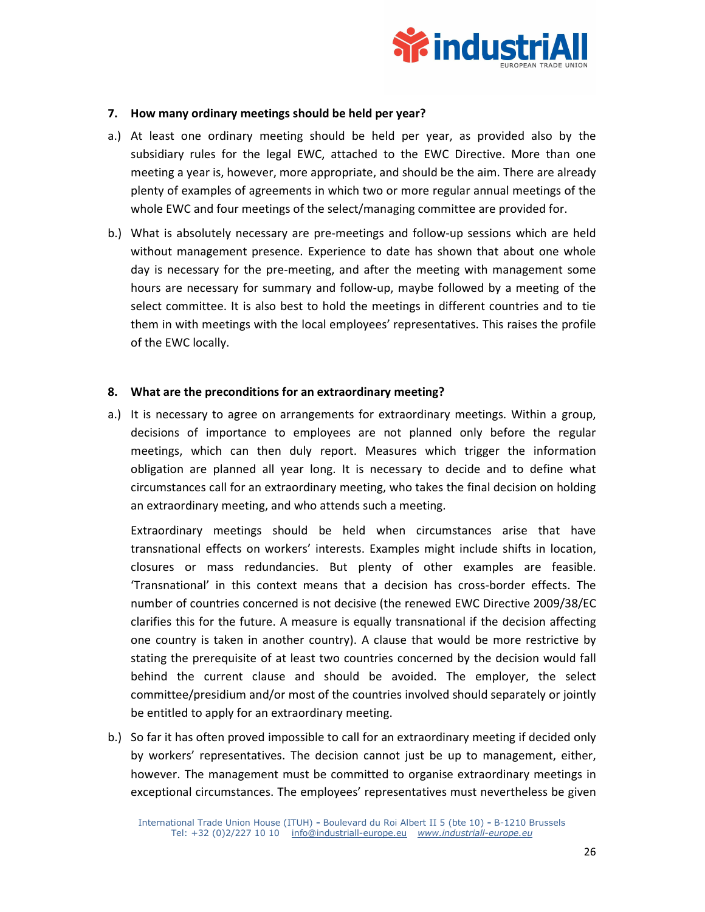## 7. How many ordinary meetings should be held per year?

a.) At least one ordinary meeting should be held per year, as provided also by the subsidiary rules for the legal EWC, attached to the EWC Directive. More than one meeting a year is, however, more appropriate, and should be the aim. There are already plenty of examples of agreements in which two or more regular annual meetings of the whole EWC and four meetings of the select/managing committee are provided for.

b.) What is absolutely necessary are pre-meetings and follow-up sessions which are held without management presence. Experience to date has shown that about one whole day is necessary for the pre-meeting, and after the meeting with management some hours are necessary for summary and follow-up, maybe followed by a meeting of the select committee. It is also best to hold the meetings in different countries and to tie them in with meetings with the local employees' representatives. This raises the profile of the EWC locally.

## 8. What are the preconditions for an extraordinary meeting?

a.) It is necessary to agree on arrangements for extraordinary meetings. Within a group, decisions of importance to employees are not planned only before the regular meetings, which can then duly report. Measures which trigger the information obligation are planned all year long. It is necessary to decide and to define what circumstances call for an extraordinary meeting, who takes the final decision on holding an extraordinary meeting, and who attends such a meeting.

Extraordinary meetings should be held when circumstances arise that have transnational effects on workers' interests. Examples might include shifts in location, closures or mass redundancies. But plenty of other examples are feasible. 'Transnational' in this context means that a decision has cross-border effects. The number of countries concerned is not decisive (the renewed EWC Directive 2009/38/EC clarifies this for the future. A measure is equally transnational if the decision affecting one country is taken in another country). A clause that would be more restrictive by stating the prerequisite of at least two countries concerned by the decision would fall behind the current clause and should be avoided. The employer, the select committee/presidium and/or most of the countries involved should separately or jointly be entitled to apply for an extraordinary meeting.

b.) So far it has often proved impossible to call for an extraordinary meeting if decided only by workers' representatives. The decision cannot just be up to management, either, however. The management must be committed to organise extraordinary meetings in exceptional circumstances. The employees' representatives must nevertheless be given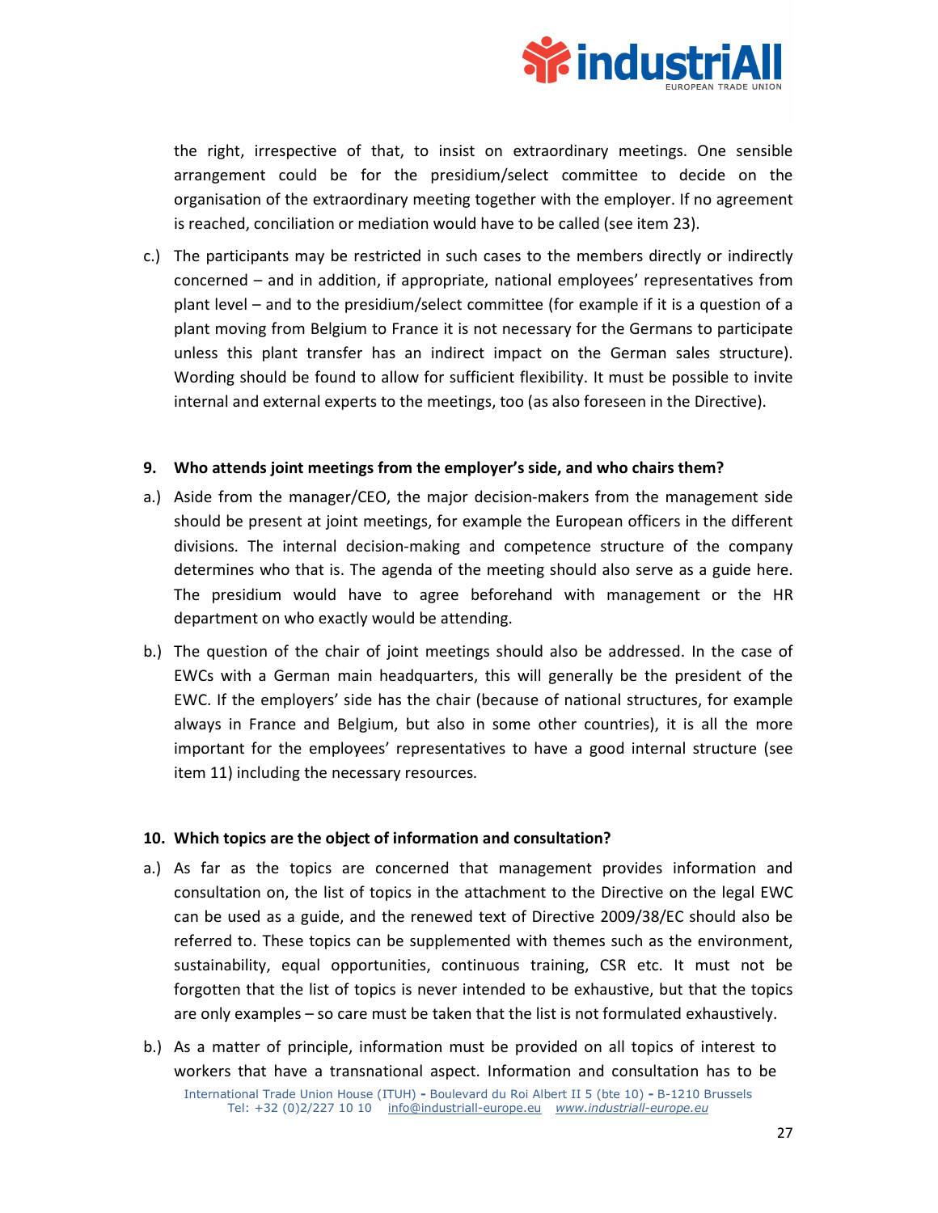the right, irrespective of that, to insist on extraordinary meetings. One sensible arrangement could be for the presidium/select committee to decide on the organisation of the extraordinary meeting together with the employer. If no agreement is reached, conciliation or mediation would have to be called (see item 23).

c.) The participants may be restricted in such cases to the members directly or indirectly concerned – and in addition, if appropriate, national employees' representatives from plant level – and to the presidium/select committee (for example if it is a question of a plant moving from Belgium to France it is not necessary for the Germans to participate unless this plant transfer has an indirect impact on the German sales structure). Wording should be found to allow for sufficient flexibility. It must be possible to invite internal and external experts to the meetings, too (as also foreseen in the Directive).

**9. Who attends joint meetings from the employer's side, and who chairs them?**

a.) Aside from the manager/CEO, the major decision-makers from the management side should be present at joint meetings, for example the European officers in the different divisions. The internal decision-making and competence structure of the company determines who that is. The agenda of the meeting should also serve as a guide here. The presidium would have to agree beforehand with management or the HR department on who exactly would be attending.

b.) The question of the chair of joint meetings should also be addressed. In the case of EWCs with a German main headquarters, this will generally be the president of the EWC. If the employers' side has the chair (because of national structures, for example always in France and Belgium, but also in some other countries), it is all the more important for the employees' representatives to have a good internal structure (see item 11) including the necessary resources.

**10. Which topics are the object of information and consultation?**

a.) As far as the topics are concerned that management provides information and consultation on, the list of topics in the attachment to the Directive on the legal EWC can be used as a guide, and the renewed text of Directive 2009/38/EC should also be referred to. These topics can be supplemented with themes such as the environment, sustainability, equal opportunities, continuous training, CSR etc. It must not be forgotten that the list of topics is never intended to be exhaustive, but that the topics are only examples – so care must be taken that the list is not formulated exhaustively.

b.) As a matter of principle, information must be provided on all topics of interest to workers that have a transnational aspect. Information and consultation has to be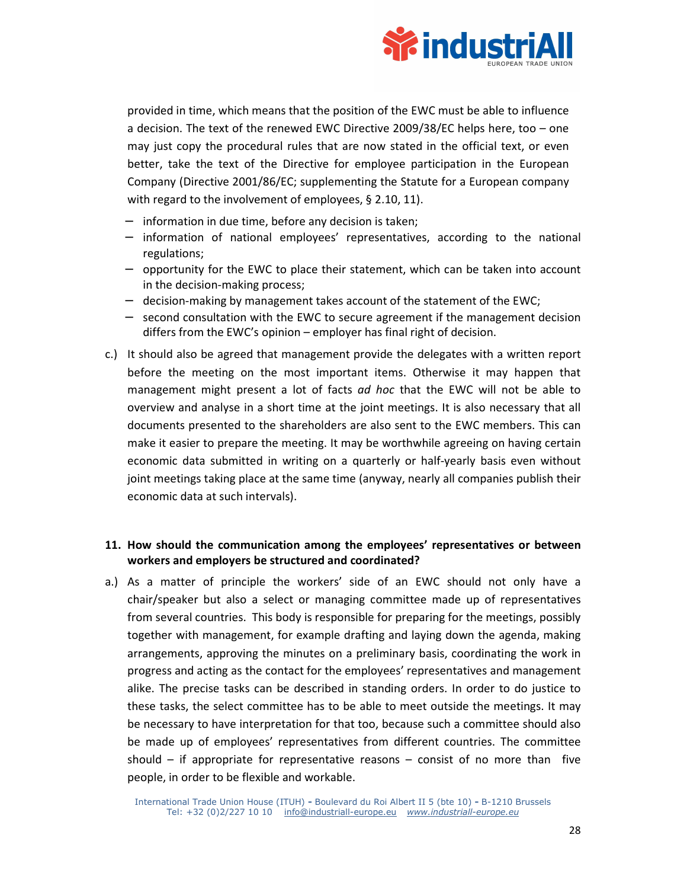provided in time, which means that the position of the EWC must be able to influence a decision. The text of the renewed EWC Directive 2009/38/EC helps here, too – one may just copy the procedural rules that are now stated in the official text, or even better, take the text of the Directive for employee participation in the European Company (Directive 2001/86/EC; supplementing the Statute for a European company with regard to the involvement of employees, § 2.10, 11).

- information in due time, before any decision is taken;
- information of national employees' representatives, according to the national regulations;
- opportunity for the EWC to place their statement, which can be taken into account in the decision-making process;
- decision-making by management takes account of the statement of the EWC;
- second consultation with the EWC to secure agreement if the management decision differs from the EWC's opinion – employer has final right of decision.

c.) It should also be agreed that management provide the delegates with a written report before the meeting on the most important items. Otherwise it may happen that management might present a lot of facts *ad hoc* that the EWC will not be able to overview and analyse in a short time at the joint meetings. It is also necessary that all documents presented to the shareholders are also sent to the EWC members. This can make it easier to prepare the meeting. It may be worthwhile agreeing on having certain economic data submitted in writing on a quarterly or half-yearly basis even without joint meetings taking place at the same time (anyway, nearly all companies publish their economic data at such intervals).

## 11. How should the communication among the employees' representatives or between workers and employers be structured and coordinated?

a.) As a matter of principle the workers' side of an EWC should not only have a chair/speaker but also a select or managing committee made up of representatives from several countries. This body is responsible for preparing for the meetings, possibly together with management, for example drafting and laying down the agenda, making arrangements, approving the minutes on a preliminary basis, coordinating the work in progress and acting as the contact for the employees' representatives and management alike. The precise tasks can be described in standing orders. In order to do justice to these tasks, the select committee has to be able to meet outside the meetings. It may be necessary to have interpretation for that too, because such a committee should also be made up of employees' representatives from different countries. The committee should – if appropriate for representative reasons – consist of no more than five people, in order to be flexible and workable.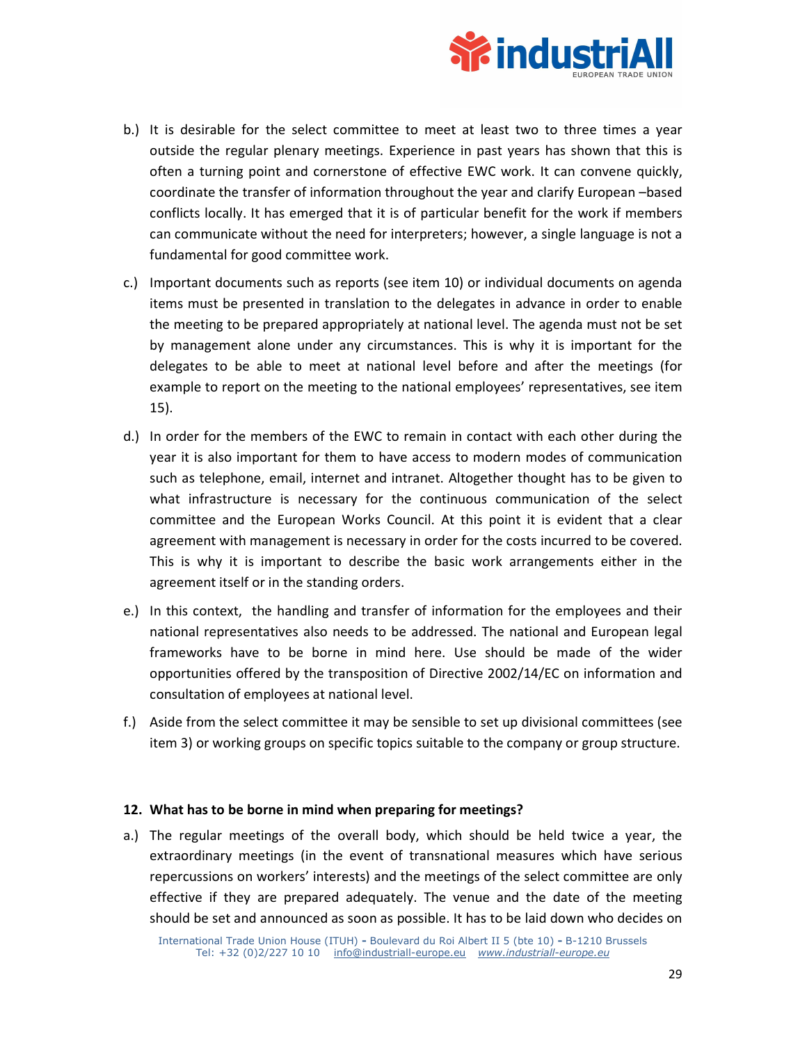b.) It is desirable for the select committee to meet at least two to three times a year outside the regular plenary meetings. Experience in past years has shown that this is often a turning point and cornerstone of effective EWC work. It can convene quickly, coordinate the transfer of information throughout the year and clarify European –based conflicts locally. It has emerged that it is of particular benefit for the work if members can communicate without the need for interpreters; however, a single language is not a fundamental for good committee work.

c.) Important documents such as reports (see item 10) or individual documents on agenda items must be presented in translation to the delegates in advance in order to enable the meeting to be prepared appropriately at national level. The agenda must not be set by management alone under any circumstances. This is why it is important for the delegates to be able to meet at national level before and after the meetings (for example to report on the meeting to the national employees' representatives, see item 15).

d.) In order for the members of the EWC to remain in contact with each other during the year it is also important for them to have access to modern modes of communication such as telephone, email, internet and intranet. Altogether thought has to be given to what infrastructure is necessary for the continuous communication of the select committee and the European Works Council. At this point it is evident that a clear agreement with management is necessary in order for the costs incurred to be covered. This is why it is important to describe the basic work arrangements either in the agreement itself or in the standing orders.

e.) In this context, the handling and transfer of information for the employees and their national representatives also needs to be addressed. The national and European legal frameworks have to be borne in mind here. Use should be made of the wider opportunities offered by the transposition of Directive 2002/14/EC on information and consultation of employees at national level.

f.) Aside from the select committee it may be sensible to set up divisional committees (see item 3) or working groups on specific topics suitable to the company or group structure.

## 12. What has to be borne in mind when preparing for meetings?

a.) The regular meetings of the overall body, which should be held twice a year, the extraordinary meetings (in the event of transnational measures which have serious repercussions on workers' interests) and the meetings of the select committee are only effective if they are prepared adequately. The venue and the date of the meeting should be set and announced as soon as possible. It has to be laid down who decides on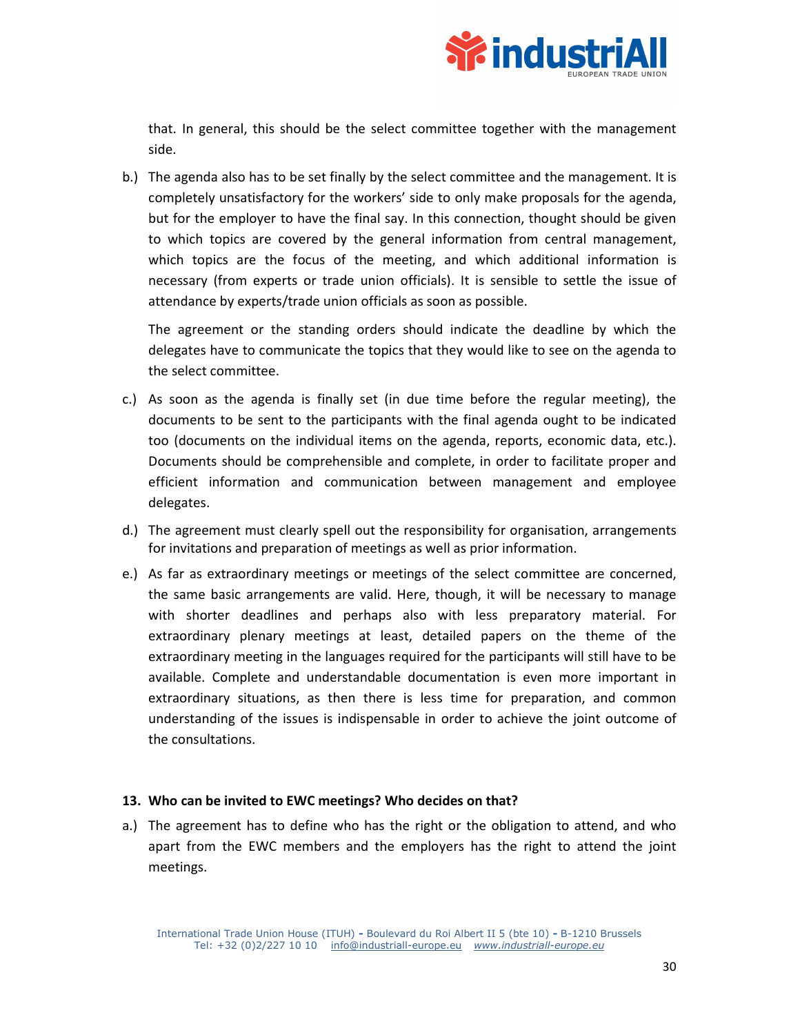that. In general, this should be the select committee together with the management side.

b.) The agenda also has to be set finally by the select committee and the management. It is completely unsatisfactory for the workers' side to only make proposals for the agenda, but for the employer to have the final say. In this connection, thought should be given to which topics are covered by the general information from central management, which topics are the focus of the meeting, and which additional information is necessary (from experts or trade union officials). It is sensible to settle the issue of attendance by experts/trade union officials as soon as possible.

The agreement or the standing orders should indicate the deadline by which the delegates have to communicate the topics that they would like to see on the agenda to the select committee.

c.) As soon as the agenda is finally set (in due time before the regular meeting), the documents to be sent to the participants with the final agenda ought to be indicated too (documents on the individual items on the agenda, reports, economic data, etc.). Documents should be comprehensible and complete, in order to facilitate proper and efficient information and communication between management and employee delegates.

d.) The agreement must clearly spell out the responsibility for organisation, arrangements for invitations and preparation of meetings as well as prior information.

e.) As far as extraordinary meetings or meetings of the select committee are concerned, the same basic arrangements are valid. Here, though, it will be necessary to manage with shorter deadlines and perhaps also with less preparatory material. For extraordinary plenary meetings at least, detailed papers on the theme of the extraordinary meeting in the languages required for the participants will still have to be available. Complete and understandable documentation is even more important in extraordinary situations, as then there is less time for preparation, and common understanding of the issues is indispensable in order to achieve the joint outcome of the consultations.

**13. Who can be invited to EWC meetings? Who decides on that?**

a.) The agreement has to define who has the right or the obligation to attend, and who apart from the EWC members and the employers has the right to attend the joint meetings.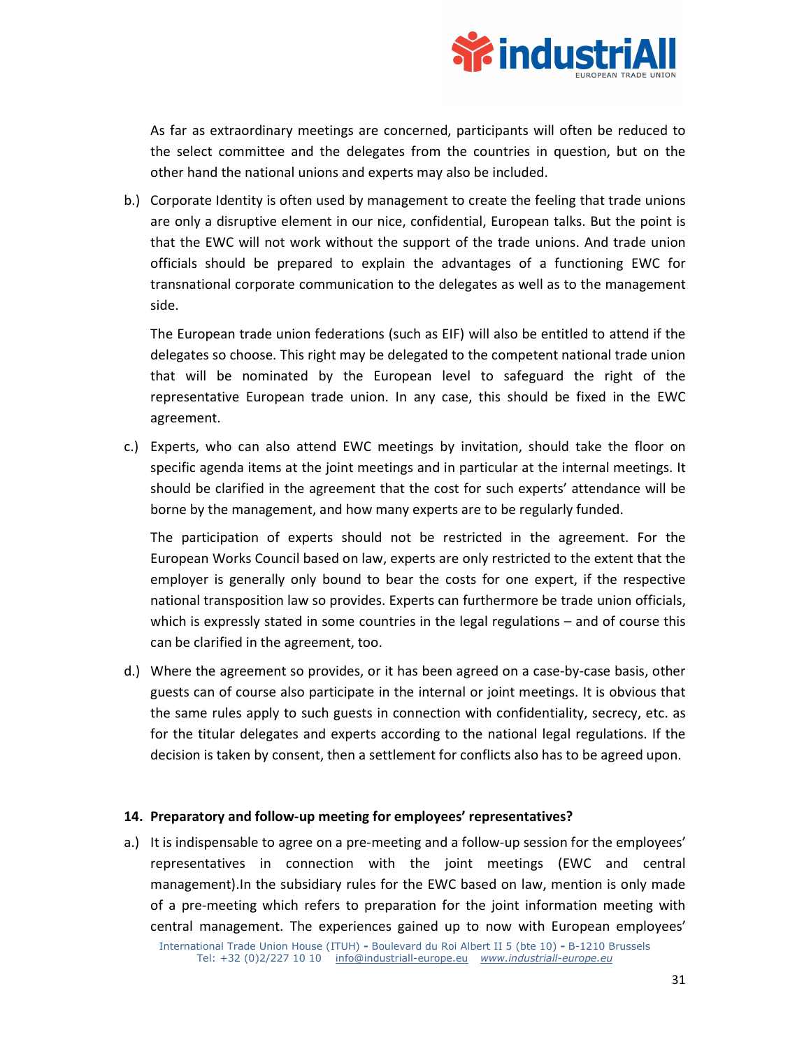As far as extraordinary meetings are concerned, participants will often be reduced to the select committee and the delegates from the countries in question, but on the other hand the national unions and experts may also be included.

b.) Corporate Identity is often used by management to create the feeling that trade unions are only a disruptive element in our nice, confidential, European talks. But the point is that the EWC will not work without the support of the trade unions. And trade union officials should be prepared to explain the advantages of a functioning EWC for transnational corporate communication to the delegates as well as to the management side.

The European trade union federations (such as EIF) will also be entitled to attend if the delegates so choose. This right may be delegated to the competent national trade union that will be nominated by the European level to safeguard the right of the representative European trade union. In any case, this should be fixed in the EWC agreement.

c.) Experts, who can also attend EWC meetings by invitation, should take the floor on specific agenda items at the joint meetings and in particular at the internal meetings. It should be clarified in the agreement that the cost for such experts' attendance will be borne by the management, and how many experts are to be regularly funded.

The participation of experts should not be restricted in the agreement. For the European Works Council based on law, experts are only restricted to the extent that the employer is generally only bound to bear the costs for one expert, if the respective national transposition law so provides. Experts can furthermore be trade union officials, which is expressly stated in some countries in the legal regulations – and of course this can be clarified in the agreement, too.

d.) Where the agreement so provides, or it has been agreed on a case-by-case basis, other guests can of course also participate in the internal or joint meetings. It is obvious that the same rules apply to such guests in connection with confidentiality, secrecy, etc. as for the titular delegates and experts according to the national legal regulations. If the decision is taken by consent, then a settlement for conflicts also has to be agreed upon.

**14. Preparatory and follow-up meeting for employees' representatives?**

a.) It is indispensable to agree on a pre-meeting and a follow-up session for the employees' representatives in connection with the joint meetings (EWC and central management).In the subsidiary rules for the EWC based on law, mention is only made of a pre-meeting which refers to preparation for the joint information meeting with central management. The experiences gained up to now with European employees'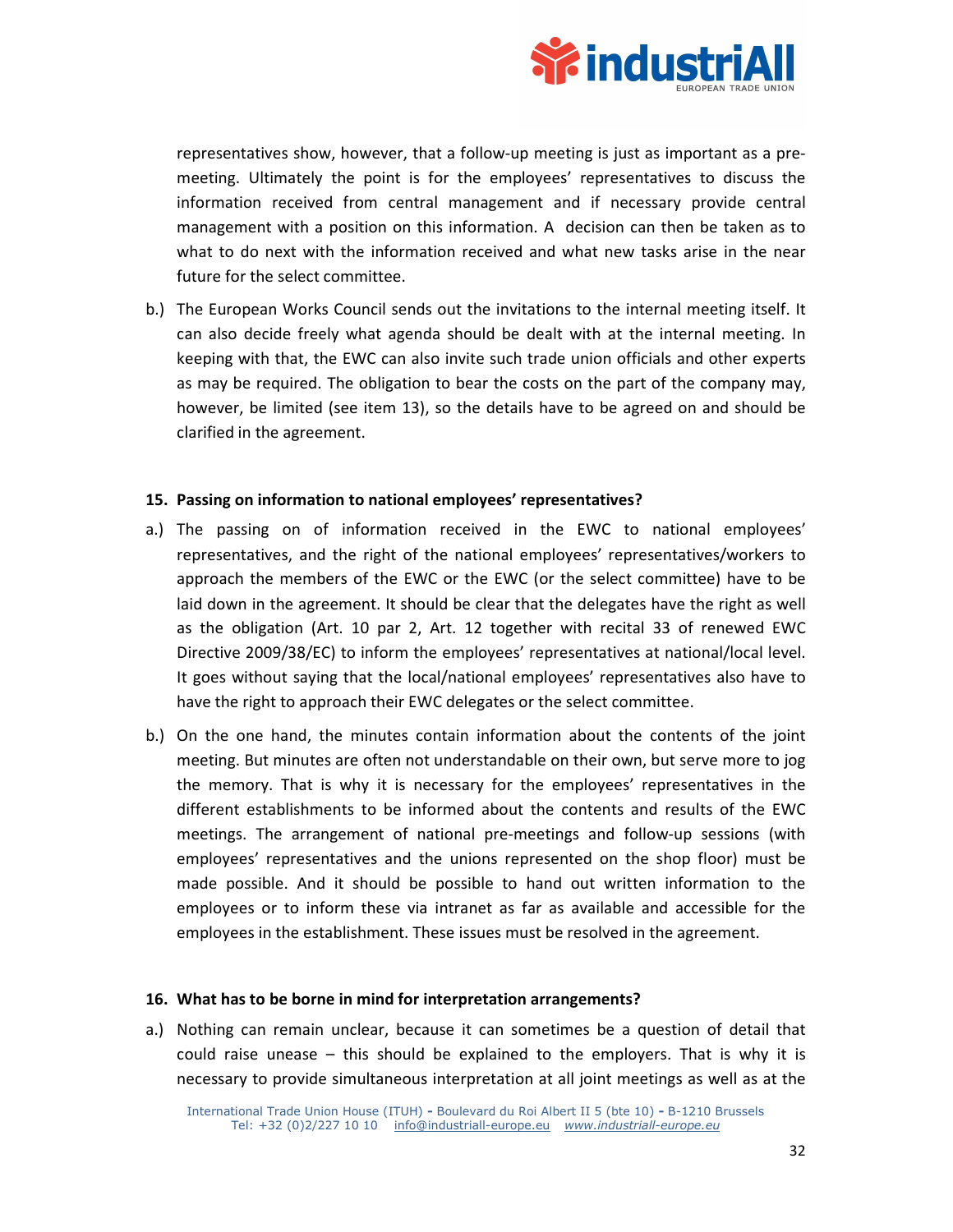representatives show, however, that a follow-up meeting is just as important as a pre-meeting. Ultimately the point is for the employees' representatives to discuss the information received from central management and if necessary provide central management with a position on this information. A decision can then be taken as to what to do next with the information received and what new tasks arise in the near future for the select committee.

b.) The European Works Council sends out the invitations to the internal meeting itself. It can also decide freely what agenda should be dealt with at the internal meeting. In keeping with that, the EWC can also invite such trade union officials and other experts as may be required. The obligation to bear the costs on the part of the company may, however, be limited (see item 13), so the details have to be agreed on and should be clarified in the agreement.

**15. Passing on information to national employees' representatives?**

a.) The passing on of information received in the EWC to national employees' representatives, and the right of the national employees' representatives/workers to approach the members of the EWC or the EWC (or the select committee) have to be laid down in the agreement. It should be clear that the delegates have the right as well as the obligation (Art. 10 par 2, Art. 12 together with recital 33 of renewed EWC Directive 2009/38/EC) to inform the employees' representatives at national/local level. It goes without saying that the local/national employees' representatives also have to have the right to approach their EWC delegates or the select committee.

b.) On the one hand, the minutes contain information about the contents of the joint meeting. But minutes are often not understandable on their own, but serve more to jog the memory. That is why it is necessary for the employees' representatives in the different establishments to be informed about the contents and results of the EWC meetings. The arrangement of national pre-meetings and follow-up sessions (with employees' representatives and the unions represented on the shop floor) must be made possible. And it should be possible to hand out written information to the employees or to inform these via intranet as far as available and accessible for the employees in the establishment. These issues must be resolved in the agreement.

**16. What has to be borne in mind for interpretation arrangements?**

a.) Nothing can remain unclear, because it can sometimes be a question of detail that could raise unease – this should be explained to the employers. That is why it is necessary to provide simultaneous interpretation at all joint meetings as well as at the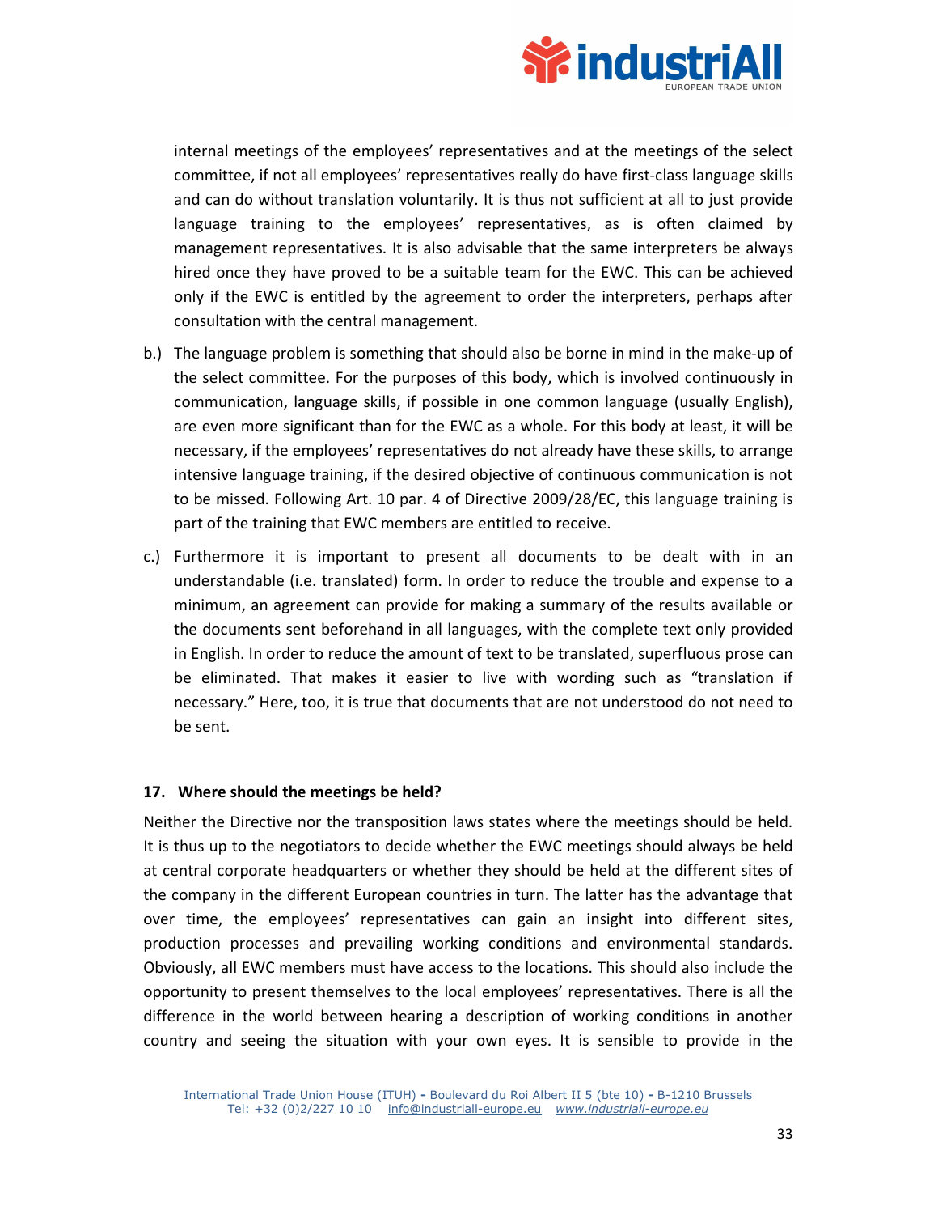internal meetings of the employees' representatives and at the meetings of the select committee, if not all employees' representatives really do have first-class language skills and can do without translation voluntarily. It is thus not sufficient at all to just provide language training to the employees' representatives, as is often claimed by management representatives. It is also advisable that the same interpreters be always hired once they have proved to be a suitable team for the EWC. This can be achieved only if the EWC is entitled by the agreement to order the interpreters, perhaps after consultation with the central management.

b.) The language problem is something that should also be borne in mind in the make-up of the select committee. For the purposes of this body, which is involved continuously in communication, language skills, if possible in one common language (usually English), are even more significant than for the EWC as a whole. For this body at least, it will be necessary, if the employees' representatives do not already have these skills, to arrange intensive language training, if the desired objective of continuous communication is not to be missed. Following Art. 10 par. 4 of Directive 2009/28/EC, this language training is part of the training that EWC members are entitled to receive.

c.) Furthermore it is important to present all documents to be dealt with in an understandable (i.e. translated) form. In order to reduce the trouble and expense to a minimum, an agreement can provide for making a summary of the results available or the documents sent beforehand in all languages, with the complete text only provided in English. In order to reduce the amount of text to be translated, superfluous prose can be eliminated. That makes it easier to live with wording such as "translation if necessary." Here, too, it is true that documents that are not understood do not need to be sent.

### 17. Where should the meetings be held?

Neither the Directive nor the transposition laws states where the meetings should be held. It is thus up to the negotiators to decide whether the EWC meetings should always be held at central corporate headquarters or whether they should be held at the different sites of the company in the different European countries in turn. The latter has the advantage that over time, the employees' representatives can gain an insight into different sites, production processes and prevailing working conditions and environmental standards. Obviously, all EWC members must have access to the locations. This should also include the opportunity to present themselves to the local employees' representatives. There is all the difference in the world between hearing a description of working conditions in another country and seeing the situation with your own eyes. It is sensible to provide in the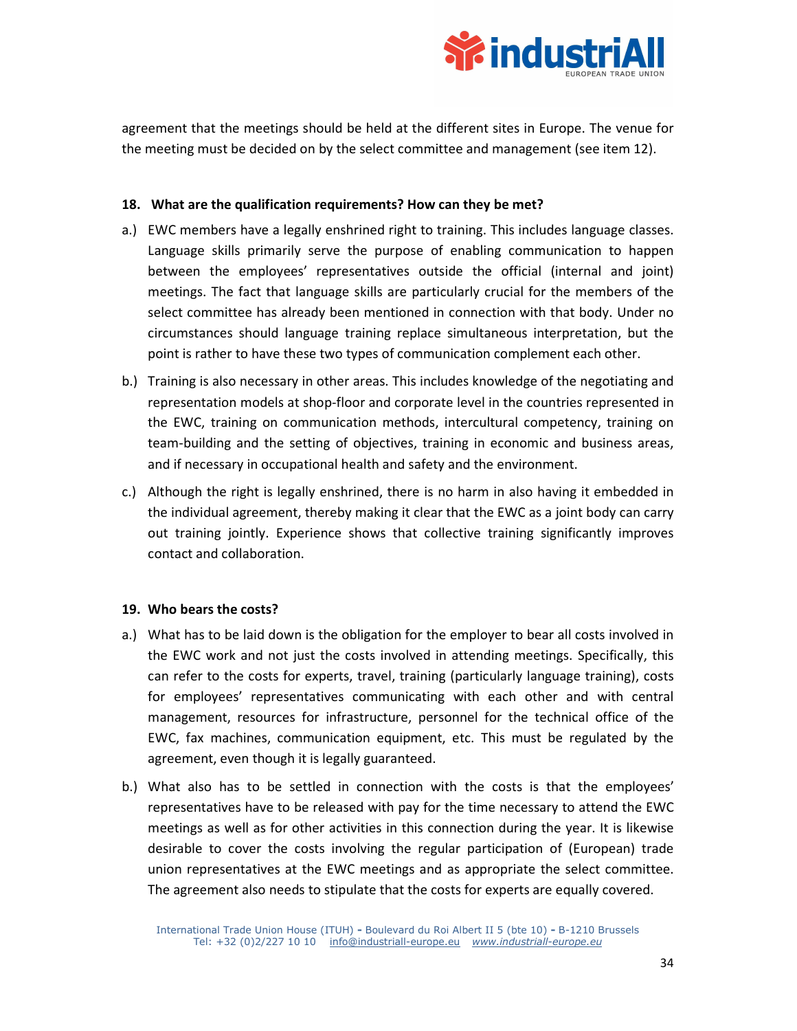agreement that the meetings should be held at the different sites in Europe. The venue for the meeting must be decided on by the select committee and management (see item 12).

#### 18. What are the qualification requirements? How can they be met?

a.) EWC members have a legally enshrined right to training. This includes language classes. Language skills primarily serve the purpose of enabling communication to happen between the employees' representatives outside the official (internal and joint) meetings. The fact that language skills are particularly crucial for the members of the select committee has already been mentioned in connection with that body. Under no circumstances should language training replace simultaneous interpretation, but the point is rather to have these two types of communication complement each other.

b.) Training is also necessary in other areas. This includes knowledge of the negotiating and representation models at shop-floor and corporate level in the countries represented in the EWC, training on communication methods, intercultural competency, training on team-building and the setting of objectives, training in economic and business areas, and if necessary in occupational health and safety and the environment.

c.) Although the right is legally enshrined, there is no harm in also having it embedded in the individual agreement, thereby making it clear that the EWC as a joint body can carry out training jointly. Experience shows that collective training significantly improves contact and collaboration.

#### 19. Who bears the costs?

a.) What has to be laid down is the obligation for the employer to bear all costs involved in the EWC work and not just the costs involved in attending meetings. Specifically, this can refer to the costs for experts, travel, training (particularly language training), costs for employees' representatives communicating with each other and with central management, resources for infrastructure, personnel for the technical office of the EWC, fax machines, communication equipment, etc. This must be regulated by the agreement, even though it is legally guaranteed.

b.) What also has to be settled in connection with the costs is that the employees' representatives have to be released with pay for the time necessary to attend the EWC meetings as well as for other activities in this connection during the year. It is likewise desirable to cover the costs involving the regular participation of (European) trade union representatives at the EWC meetings and as appropriate the select committee. The agreement also needs to stipulate that the costs for experts are equally covered.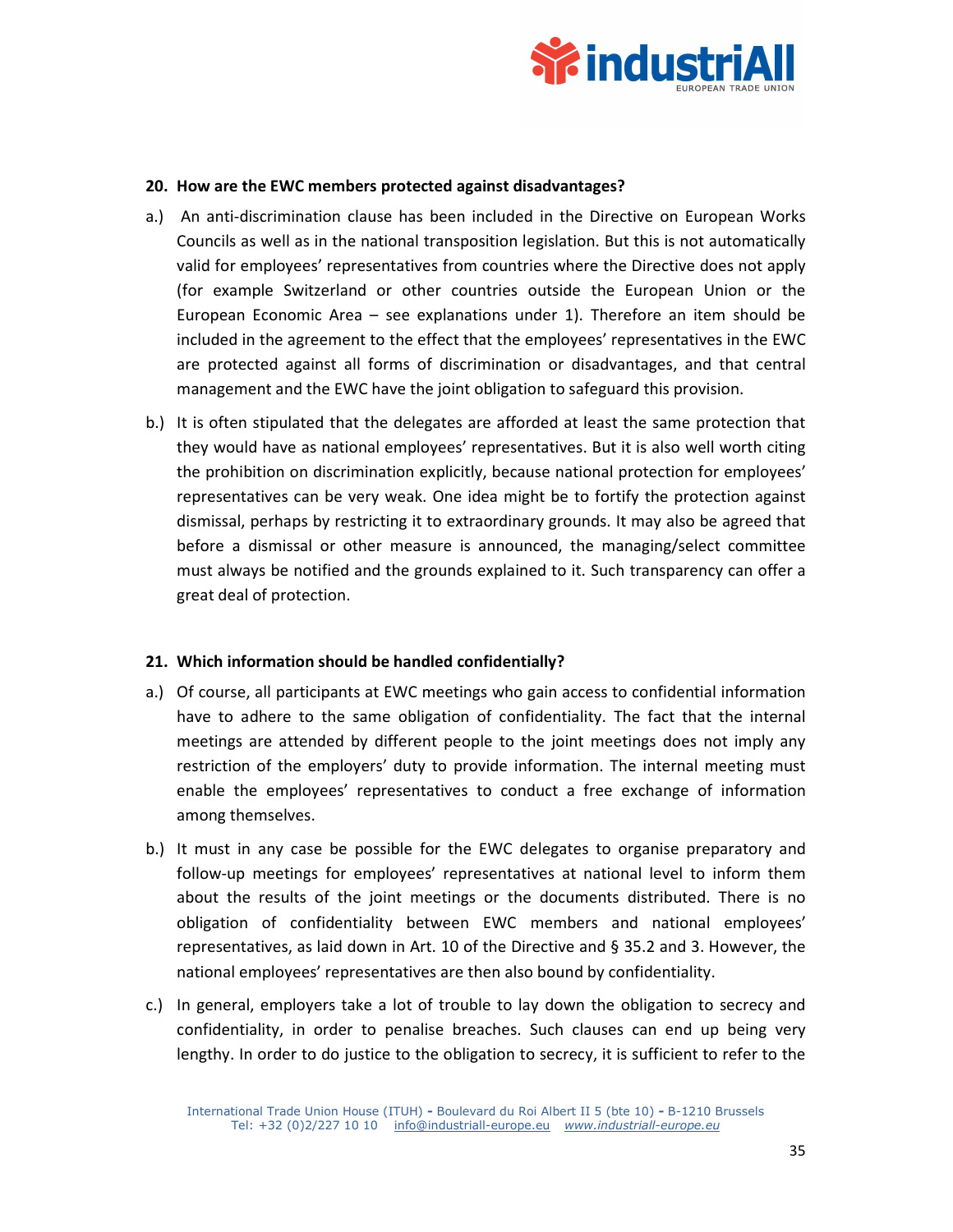**20. How are the EWC members protected against disadvantages?**

a.) An anti-discrimination clause has been included in the Directive on European Works Councils as well as in the national transposition legislation. But this is not automatically valid for employees' representatives from countries where the Directive does not apply (for example Switzerland or other countries outside the European Union or the European Economic Area – see explanations under 1). Therefore an item should be included in the agreement to the effect that the employees' representatives in the EWC are protected against all forms of discrimination or disadvantages, and that central management and the EWC have the joint obligation to safeguard this provision.

b.) It is often stipulated that the delegates are afforded at least the same protection that they would have as national employees' representatives. But it is also well worth citing the prohibition on discrimination explicitly, because national protection for employees' representatives can be very weak. One idea might be to fortify the protection against dismissal, perhaps by restricting it to extraordinary grounds. It may also be agreed that before a dismissal or other measure is announced, the managing/select committee must always be notified and the grounds explained to it. Such transparency can offer a great deal of protection.

**21. Which information should be handled confidentially?**

a.) Of course, all participants at EWC meetings who gain access to confidential information have to adhere to the same obligation of confidentiality. The fact that the internal meetings are attended by different people to the joint meetings does not imply any restriction of the employers' duty to provide information. The internal meeting must enable the employees' representatives to conduct a free exchange of information among themselves.

b.) It must in any case be possible for the EWC delegates to organise preparatory and follow-up meetings for employees' representatives at national level to inform them about the results of the joint meetings or the documents distributed. There is no obligation of confidentiality between EWC members and national employees' representatives, as laid down in Art. 10 of the Directive and § 35.2 and 3. However, the national employees' representatives are then also bound by confidentiality.

c.) In general, employers take a lot of trouble to lay down the obligation to secrecy and confidentiality, in order to penalise breaches. Such clauses can end up being very lengthy. In order to do justice to the obligation to secrecy, it is sufficient to refer to the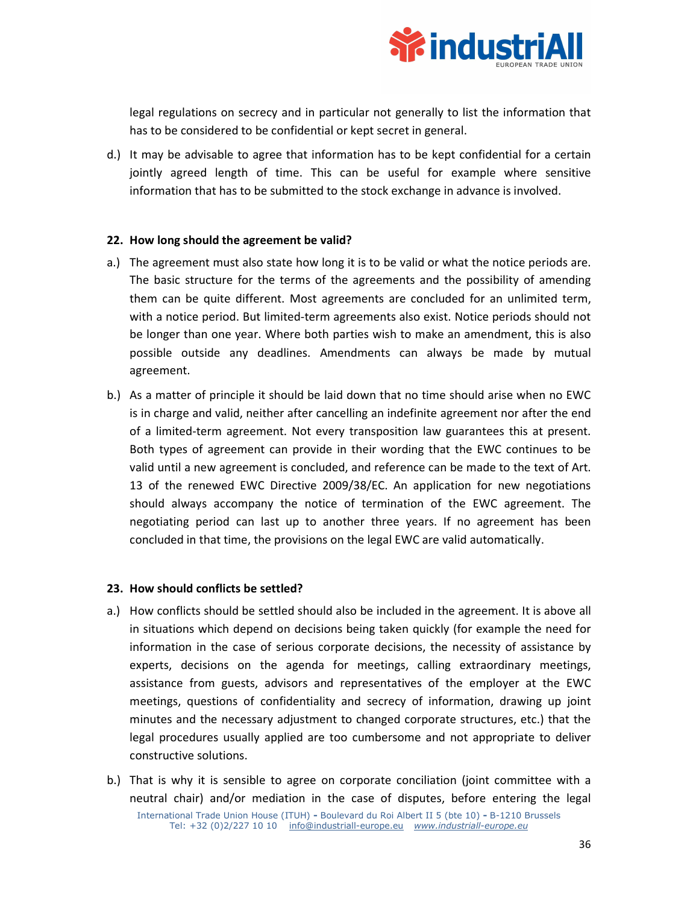legal regulations on secrecy and in particular not generally to list the information that has to be considered to be confidential or kept secret in general.

d.) It may be advisable to agree that information has to be kept confidential for a certain jointly agreed length of time. This can be useful for example where sensitive information that has to be submitted to the stock exchange in advance is involved.

## 22. How long should the agreement be valid?

a.) The agreement must also state how long it is to be valid or what the notice periods are. The basic structure for the terms of the agreements and the possibility of amending them can be quite different. Most agreements are concluded for an unlimited term, with a notice period. But limited-term agreements also exist. Notice periods should not be longer than one year. Where both parties wish to make an amendment, this is also possible outside any deadlines. Amendments can always be made by mutual agreement.

b.) As a matter of principle it should be laid down that no time should arise when no EWC is in charge and valid, neither after cancelling an indefinite agreement nor after the end of a limited-term agreement. Not every transposition law guarantees this at present. Both types of agreement can provide in their wording that the EWC continues to be valid until a new agreement is concluded, and reference can be made to the text of Art. 13 of the renewed EWC Directive 2009/38/EC. An application for new negotiations should always accompany the notice of termination of the EWC agreement. The negotiating period can last up to another three years. If no agreement has been concluded in that time, the provisions on the legal EWC are valid automatically.

## 23. How should conflicts be settled?

a.) How conflicts should be settled should also be included in the agreement. It is above all in situations which depend on decisions being taken quickly (for example the need for information in the case of serious corporate decisions, the necessity of assistance by experts, decisions on the agenda for meetings, calling extraordinary meetings, assistance from guests, advisors and representatives of the employer at the EWC meetings, questions of confidentiality and secrecy of information, drawing up joint minutes and the necessary adjustment to changed corporate structures, etc.) that the legal procedures usually applied are too cumbersome and not appropriate to deliver constructive solutions.

b.) That is why it is sensible to agree on corporate conciliation (joint committee with a neutral chair) and/or mediation in the case of disputes, before entering the legal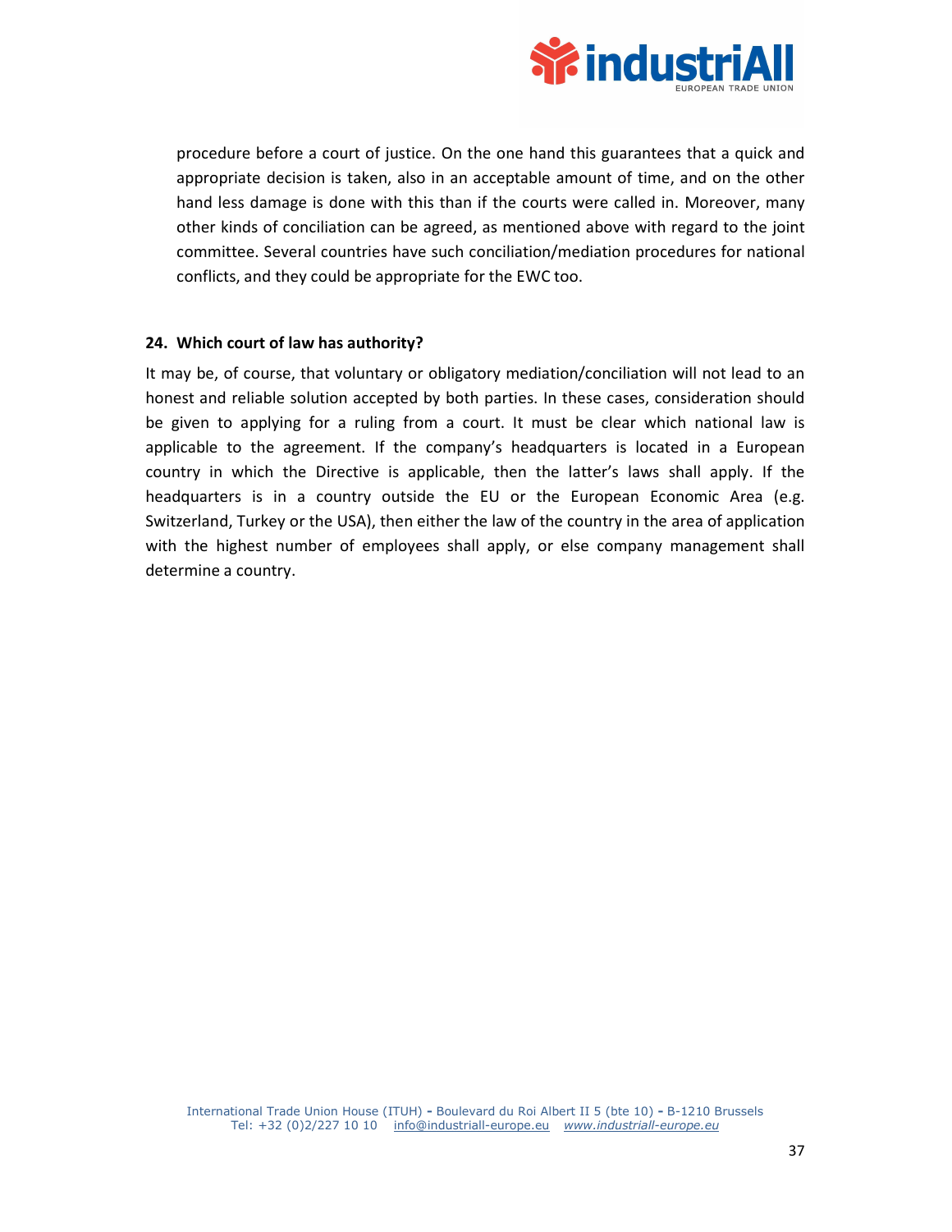procedure before a court of justice. On the one hand this guarantees that a quick and appropriate decision is taken, also in an acceptable amount of time, and on the other hand less damage is done with this than if the courts were called in. Moreover, many other kinds of conciliation can be agreed, as mentioned above with regard to the joint committee. Several countries have such conciliation/mediation procedures for national conflicts, and they could be appropriate for the EWC too.

**24. Which court of law has authority?**

It may be, of course, that voluntary or obligatory mediation/conciliation will not lead to an honest and reliable solution accepted by both parties. In these cases, consideration should be given to applying for a ruling from a court. It must be clear which national law is applicable to the agreement. If the company's headquarters is located in a European country in which the Directive is applicable, then the latter's laws shall apply. If the headquarters is in a country outside the EU or the European Economic Area (e.g. Switzerland, Turkey or the USA), then either the law of the country in the area of application with the highest number of employees shall apply, or else company management shall determine a country.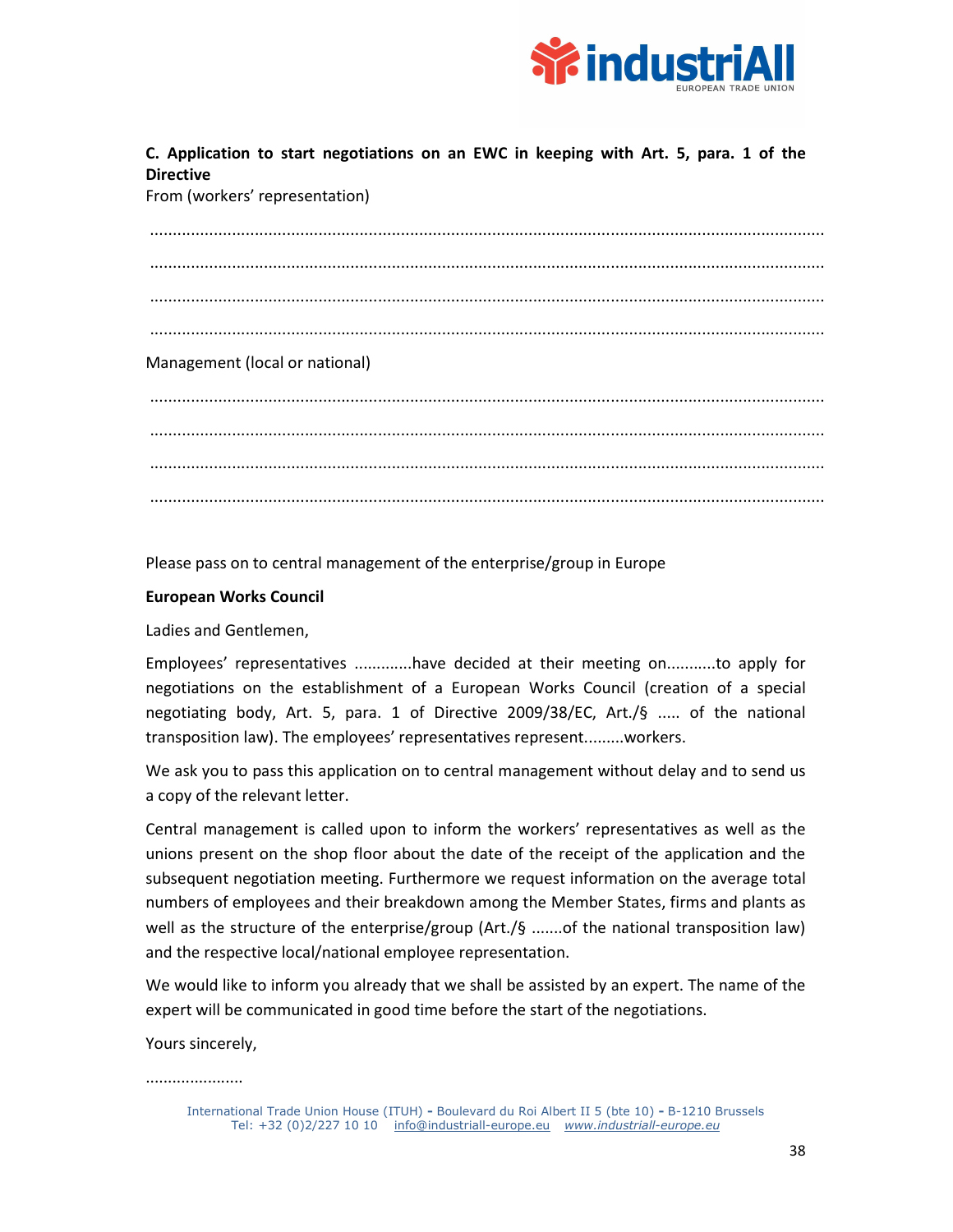**C. Application to start negotiations on an EWC in keeping with Art. 5, para. 1 of the Directive**

From (workers' representation)

.....................................................................................................................................

.....................................................................................................................................

.....................................................................................................................................

.....................................................................................................................................

Management (local or national)

.....................................................................................................................................

.....................................................................................................................................

.....................................................................................................................................

.....................................................................................................................................

Please pass on to central management of the enterprise/group in Europe

**European Works Council**

Ladies and Gentlemen,

Employees' representatives .............have decided at their meeting on...........to apply for negotiations on the establishment of a European Works Council (creation of a special negotiating body, Art. 5, para. 1 of Directive 2009/38/EC, Art./§ ..... of the national transposition law). The employees' representatives represent.........workers.

We ask you to pass this application on to central management without delay and to send us a copy of the relevant letter.

Central management is called upon to inform the workers' representatives as well as the unions present on the shop floor about the date of the receipt of the application and the subsequent negotiation meeting. Furthermore we request information on the average total numbers of employees and their breakdown among the Member States, firms and plants as well as the structure of the enterprise/group (Art./§ .......of the national transposition law) and the respective local/national employee representation.

We would like to inform you already that we shall be assisted by an expert. The name of the expert will be communicated in good time before the start of the negotiations.

Yours sincerely,

......................